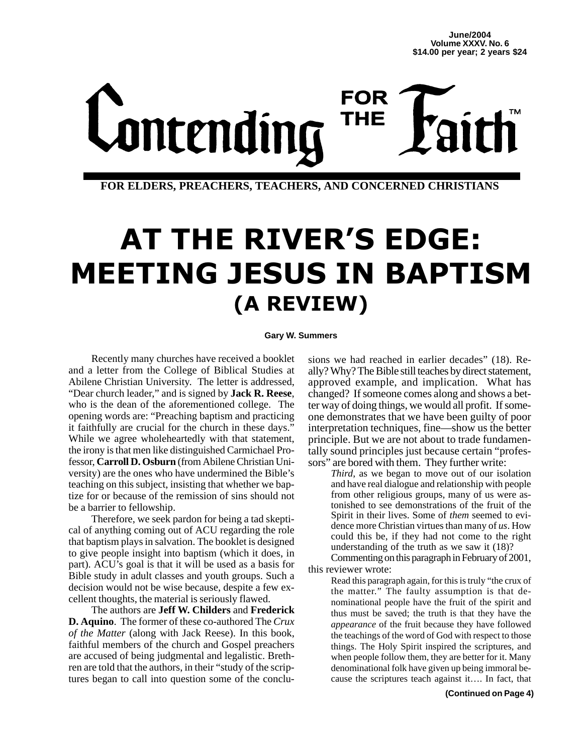June/2004
Volume XXXV. No. 6
$14.00 per year; 2 years $24

# Contending FOR THE Faith™

FOR ELDERS, PREACHERS, TEACHERS, AND CONCERNED CHRISTIANS

# AT THE RIVER'S EDGE: MEETING JESUS IN BAPTISM (A REVIEW)

**Gary W. Summers**

Recently many churches have received a booklet and a letter from the College of Biblical Studies at Abilene Christian University. The letter is addressed, "Dear church leader," and is signed by **Jack R. Reese**, who is the dean of the aforementioned college. The opening words are: "Preaching baptism and practicing it faithfully are crucial for the church in these days." While we agree wholeheartedly with that statement, the irony is that men like distinguished Carmichael Professor, **Carroll D. Osburn** (from Abilene Christian University) are the ones who have undermined the Bible's teaching on this subject, insisting that whether we baptize for or because of the remission of sins should not be a barrier to fellowship.

Therefore, we seek pardon for being a tad skeptical of anything coming out of ACU regarding the role that baptism plays in salvation. The booklet is designed to give people insight into baptism (which it does, in part). ACU's goal is that it will be used as a basis for Bible study in adult classes and youth groups. Such a decision would not be wise because, despite a few excellent thoughts, the material is seriously flawed.

The authors are **Jeff W. Childers** and **Frederick D. Aquino**. The former of these co-authored The *Crux of the Matter* (along with Jack Reese). In this book, faithful members of the church and Gospel preachers are accused of being judgmental and legalistic. Brethren are told that the authors, in their "study of the scriptures began to call into question some of the conclusions we had reached in earlier decades" (18). Really? Why? The Bible still teaches by direct statement, approved example, and implication. What has changed? If someone comes along and shows a better way of doing things, we would all profit. If someone demonstrates that we have been guilty of poor interpretation techniques, fine—show us the better principle. But we are not about to trade fundamentally sound principles just because certain "professors" are bored with them. They further write:

> *Third*, as we began to move out of our isolation and have real dialogue and relationship with people from other religious groups, many of us were astonished to see demonstrations of the fruit of the Spirit in their lives. Some of *them* seemed to evidence more Christian virtues than many of *us*. How could this be, if they had not come to the right understanding of the truth as we saw it (18)?

Commenting on this paragraph in February of 2001, this reviewer wrote:

> Read this paragraph again, for this is truly "the crux of the matter." The faulty assumption is that denominational people have the fruit of the spirit and thus must be saved; the truth is that they have the *appearance* of the fruit because they have followed the teachings of the word of God with respect to those things. The Holy Spirit inspired the scriptures, and when people follow them, they are better for it. Many denominational folk have given up being immoral because the scriptures teach against it.... In fact, that

**(Continued on Page 4)**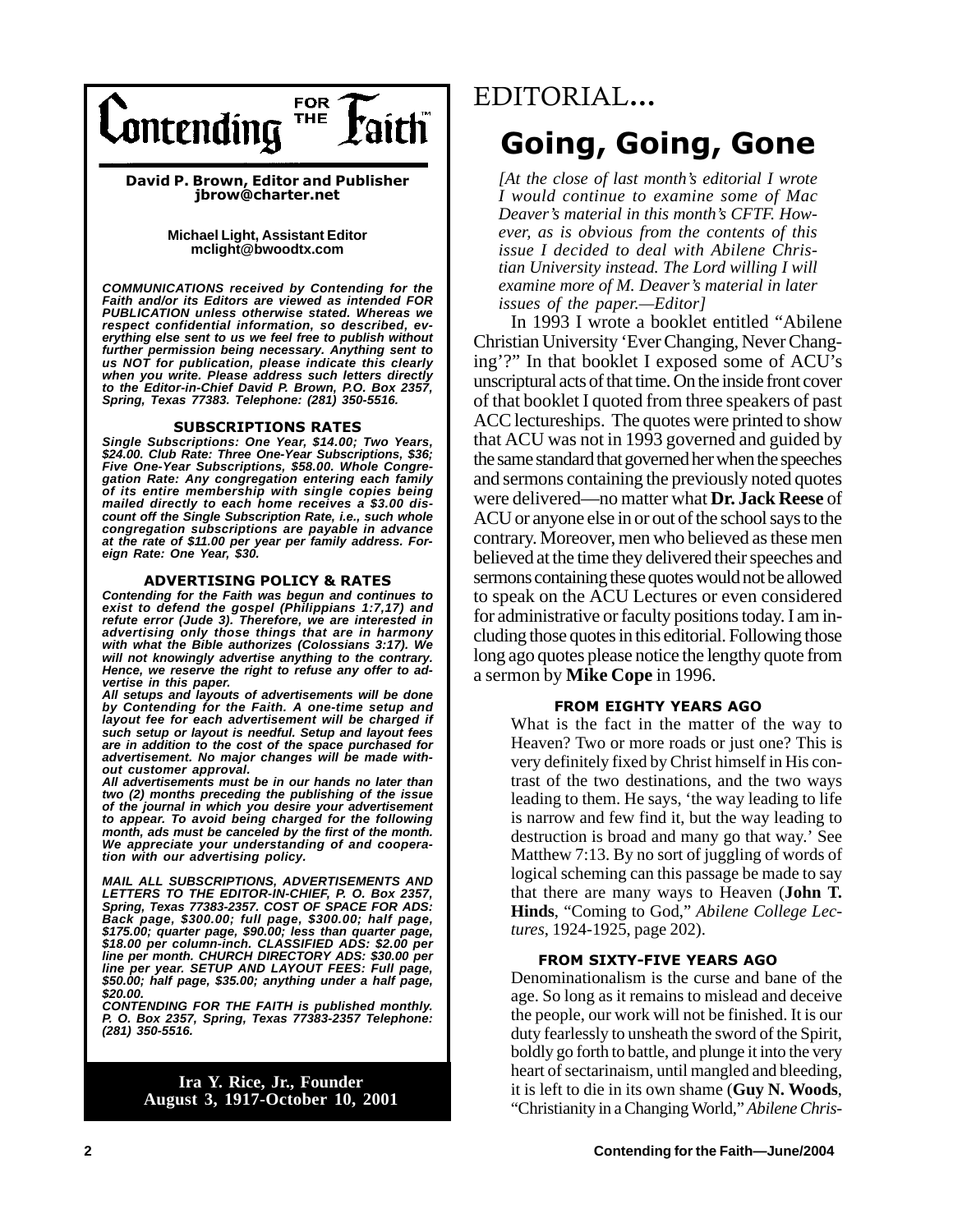# Contending FOR THE Faith™

**David P. Brown, Editor and Publisher**
**jbrow@charter.net**

**Michael Light, Assistant Editor**
**mclight@bwoodtx.com**

***COMMUNICATIONS received by Contending for the Faith and/or its Editors are viewed as intended FOR PUBLICATION unless otherwise stated. Whereas we respect confidential information, so described, everything else sent to us we feel free to publish without further permission being necessary. Anything sent to us NOT for publication, please indicate this clearly when you write. Please address such letters directly to the Editor-in-Chief David P. Brown, P.O. Box 2357, Spring, Texas 77383. Telephone: (281) 350-5516.***

### SUBSCRIPTIONS RATES

***Single Subscriptions: One Year, $14.00; Two Years, $24.00. Club Rate: Three One-Year Subscriptions, $36; Five One-Year Subscriptions, $58.00. Whole Congregation Rate: Any congregation entering each family of its entire membership with single copies being mailed directly to each home receives a $3.00 discount off the Single Subscription Rate, i.e., such whole congregation subscriptions are payable in advance at the rate of $11.00 per year per family address. Foreign Rate: One Year, $30.***

### ADVERTISING POLICY & RATES

***Contending for the Faith was begun and continues to exist to defend the gospel (Philippians 1:7,17) and refute error (Jude 3). Therefore, we are interested in advertising only those things that are in harmony with what the Bible authorizes (Colossians 3:17). We will not knowingly advertise anything to the contrary. Hence, we reserve the right to refuse any offer to advertise in this paper.***

***All setups and layouts of advertisements will be done by Contending for the Faith. A one-time setup and layout fee for each advertisement will be charged if such setup or layout is needful. Setup and layout fees are in addition to the cost of the space purchased for advertisement. No major changes will be made without customer approval.***

***All advertisements must be in our hands no later than two (2) months preceding the publishing of the issue of the journal in which you desire your advertisement to appear. To avoid being charged for the following month, ads must be canceled by the first of the month. We appreciate your understanding of and cooperation with our advertising policy.***

***MAIL ALL SUBSCRIPTIONS, ADVERTISEMENTS AND LETTERS TO THE EDITOR-IN-CHIEF, P. O. Box 2357, Spring, Texas 77383-2357. COST OF SPACE FOR ADS: Back page, $300.00; full page, $300.00; half page, $175.00; quarter page, $90.00; less than quarter page, $18.00 per column-inch. CLASSIFIED ADS: $2.00 per line per month. CHURCH DIRECTORY ADS: $30.00 per line per year. SETUP AND LAYOUT FEES: Full page, $50.00; half page, $35.00; anything under a half page, $20.00.***

***CONTENDING FOR THE FAITH is published monthly. P. O. Box 2357, Spring, Texas 77383-2357 Telephone: (281) 350-5516.***

**Ira Y. Rice, Jr., Founder**
**August 3, 1917-October 10, 2001**

EDITORIAL...

# Going, Going, Gone

*[At the close of last month's editorial I wrote I would continue to examine some of Mac Deaver's material in this month's CFTF. However, as is obvious from the contents of this issue I decided to deal with Abilene Christian University instead. The Lord willing I will examine more of M. Deaver's material in later issues of the paper.—Editor]*

In 1993 I wrote a booklet entitled "Abilene Christian University 'Ever Changing, Never Changing'?" In that booklet I exposed some of ACU's unscriptural acts of that time. On the inside front cover of that booklet I quoted from three speakers of past ACC lectureships. The quotes were printed to show that ACU was not in 1993 governed and guided by the same standard that governed her when the speeches and sermons containing the previously noted quotes were delivered—no matter what **Dr. Jack Reese** of ACU or anyone else in or out of the school says to the contrary. Moreover, men who believed as these men believed at the time they delivered their speeches and sermons containing these quotes would not be allowed to speak on the ACU Lectures or even considered for administrative or faculty positions today. I am including those quotes in this editorial. Following those long ago quotes please notice the lengthy quote from a sermon by **Mike Cope** in 1996.

#### FROM EIGHTY YEARS AGO

> What is the fact in the matter of the way to Heaven? Two or more roads or just one? This is very definitely fixed by Christ himself in His contrast of the two destinations, and the two ways leading to them. He says, 'the way leading to life is narrow and few find it, but the way leading to destruction is broad and many go that way.' See Matthew 7:13. By no sort of juggling of words of logical scheming can this passage be made to say that there are many ways to Heaven (**John T. Hinds**, "Coming to God," *Abilene College Lectures*, 1924-1925, page 202).

#### FROM SIXTY-FIVE YEARS AGO

> Denominationalism is the curse and bane of the age. So long as it remains to mislead and deceive the people, our work will not be finished. It is our duty fearlessly to unsheath the sword of the Spirit, boldly go forth to battle, and plunge it into the very heart of sectarinaism, until mangled and bleeding, it is left to die in its own shame (**Guy N. Woods**, "Christianity in a Changing World," *Abilene Chris-*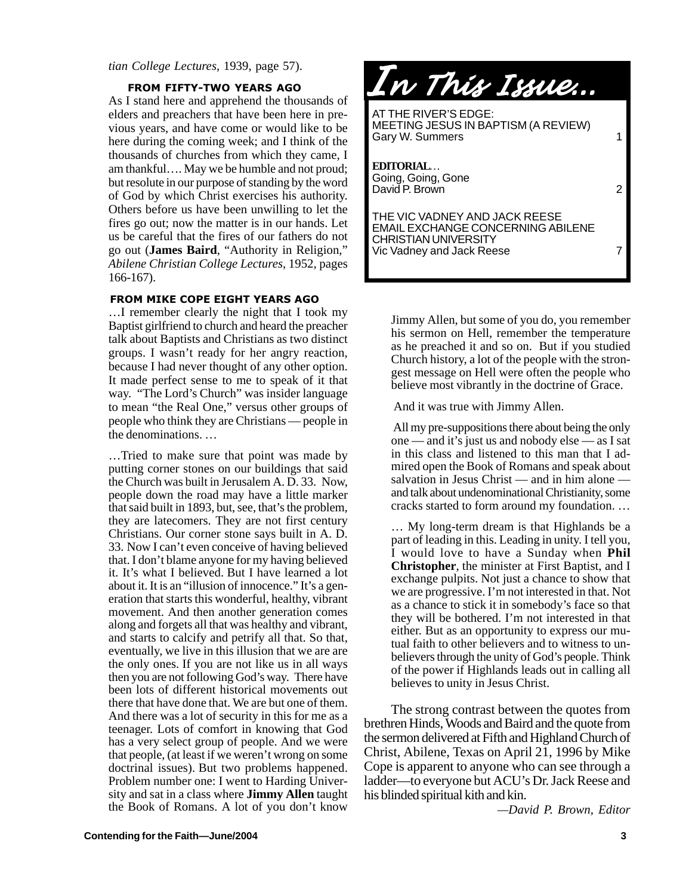*tian College Lectures*, 1939, page 57).

#### FROM FIFTY-TWO YEARS AGO

As I stand here and apprehend the thousands of elders and preachers that have been here in previous years, and have come or would like to be here during the coming week; and I think of the thousands of churches from which they came, I am thankful…. May we be humble and not proud; but resolute in our purpose of standing by the word of God by which Christ exercises his authority. Others before us have been unwilling to let the fires go out; now the matter is in our hands. Let us be careful that the fires of our fathers do not go out (**James Baird**, "Authority in Religion," *Abilene Christian College Lectures*, 1952, pages 166-167).

#### FROM MIKE COPE EIGHT YEARS AGO

…I remember clearly the night that I took my Baptist girlfriend to church and heard the preacher talk about Baptists and Christians as two distinct groups. I wasn't ready for her angry reaction, because I had never thought of any other option. It made perfect sense to me to speak of it that way. "The Lord's Church" was insider language to mean "the Real One," versus other groups of people who think they are Christians — people in the denominations. …

…Tried to make sure that point was made by putting corner stones on our buildings that said the Church was built in Jerusalem A. D. 33. Now, people down the road may have a little marker that said built in 1893, but, see, that's the problem, they are latecomers. They are not first century Christians. Our corner stone says built in A. D. 33. Now I can't even conceive of having believed that. I don't blame anyone for my having believed it. It's what I believed. But I have learned a lot about it. It is an "illusion of innocence." It's a generation that starts this wonderful, healthy, vibrant movement. And then another generation comes along and forgets all that was healthy and vibrant, and starts to calcify and petrify all that. So that, eventually, we live in this illusion that we are are the only ones. If you are not like us in all ways then you are not following God's way. There have been lots of different historical movements out there that have done that. We are but one of them. And there was a lot of security in this for me as a teenager. Lots of comfort in knowing that God has a very select group of people. And we were that people, (at least if we weren't wrong on some doctrinal issues). But two problems happened. Problem number one: I went to Harding University and sat in a class where **Jimmy Allen** taught the Book of Romans. A lot of you don't know Jimmy Allen, but some of you do, you remember his sermon on Hell, remember the temperature as he preached it and so on. But if you studied Church history, a lot of the people with the strongest message on Hell were often the people who believe most vibrantly in the doctrine of Grace.

And it was true with Jimmy Allen.

All my pre-suppositions there about being the only one — and it's just us and nobody else — as I sat in this class and listened to this man that I admired open the Book of Romans and speak about salvation in Jesus Christ — and in him alone — and talk about undenominational Christianity, some cracks started to form around my foundation. …

… My long-term dream is that Highlands be a part of leading in this. Leading in unity. I tell you, I would love to have a Sunday when **Phil Christopher**, the minister at First Baptist, and I exchange pulpits. Not just a chance to show that we are progressive. I'm not interested in that. Not as a chance to stick it in somebody's face so that they will be bothered. I'm not interested in that either. But as an opportunity to express our mutual faith to other believers and to witness to unbelievers through the unity of God's people. Think of the power if Highlands leads out in calling all believes to unity in Jesus Christ.

The strong contrast between the quotes from brethren Hinds, Woods and Baird and the quote from the sermon delivered at Fifth and Highland Church of Christ, Abilene, Texas on April 21, 1996 by Mike Cope is apparent to anyone who can see through a ladder—to everyone but ACU's Dr. Jack Reese and his blinded spiritual kith and kin.

*—David P. Brown, Editor*

## In This Issue…

| | |
|---|---|
| AT THE RIVER'S EDGE: MEETING JESUS IN BAPTISM (A REVIEW) Gary W. Summers | 1 |
| **EDITORIAL…** Going, Going, Gone David P. Brown | 2 |
| THE VIC VADNEY AND JACK REESE EMAIL EXCHANGE CONCERNING ABILENE CHRISTIAN UNIVERSITY Vic Vadney and Jack Reese | 7 |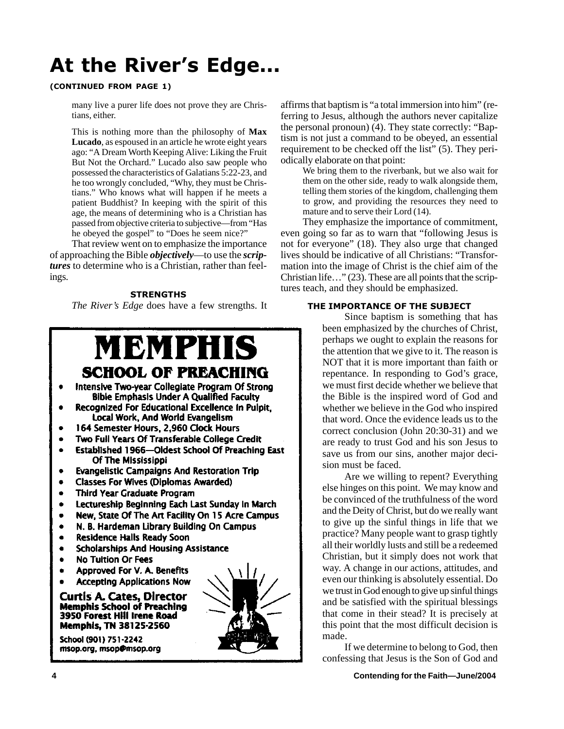# At the River's Edge…

**(CONTINUED FROM PAGE 1)**

> many live a purer life does not prove they are Christians, either.
>
> This is nothing more than the philosophy of **Max Lucado**, as espoused in an article he wrote eight years ago: "A Dream Worth Keeping Alive: Liking the Fruit But Not the Orchard." Lucado also saw people who possessed the characteristics of Galatians 5:22-23, and he too wrongly concluded, "Why, they must be Christians." Who knows what will happen if he meets a patient Buddhist? In keeping with the spirit of this age, the means of determining who is a Christian has passed from objective criteria to subjective—from "Has he obeyed the gospel" to "Does he seem nice?"

That review went on to emphasize the importance of approaching the Bible ***objectively***—to use the ***scriptures*** to determine who is a Christian, rather than feelings.

### STRENGTHS

*The River's Edge* does have a few strengths. It affirms that baptism is "a total immersion into him" (referring to Jesus, although the authors never capitalize the personal pronoun) (4). They state correctly: "Baptism is not just a command to be obeyed, an essential requirement to be checked off the list" (5). They periodically elaborate on that point:

> We bring them to the riverbank, but we also wait for them on the other side, ready to walk alongside them, telling them stories of the kingdom, challenging them to grow, and providing the resources they need to mature and to serve their Lord (14).

They emphasize the importance of commitment, even going so far as to warn that "following Jesus is not for everyone" (18). They also urge that changed lives should be indicative of all Christians: "Transformation into the image of Christ is the chief aim of the Christian life…" (23). These are all points that the scriptures teach, and they should be emphasized.

### THE IMPORTANCE OF THE SUBJECT

Since baptism is something that has been emphasized by the churches of Christ, perhaps we ought to explain the reasons for the attention that we give to it. The reason is NOT that it is more important than faith or repentance. In responding to God's grace, we must first decide whether we believe that the Bible is the inspired word of God and whether we believe in the God who inspired that word. Once the evidence leads us to the correct conclusion (John 20:30-31) and we are ready to trust God and his son Jesus to save us from our sins, another major decision must be faced.

Are we willing to repent? Everything else hinges on this point. We may know and be convinced of the truthfulness of the word and the Deity of Christ, but do we really want to give up the sinful things in life that we practice? Many people want to grasp tightly all their worldly lusts and still be a redeemed Christian, but it simply does not work that way. A change in our actions, attitudes, and even our thinking is absolutely essential. Do we trust in God enough to give up sinful things and be satisfied with the spiritual blessings that come in their stead? It is precisely at this point that the most difficult decision is made.

If we determine to belong to God, then confessing that Jesus is the Son of God and

---

# MEMPHIS
## SCHOOL OF PREACHING

- Intensive Two-year Collegiate Program Of Strong Bible Emphasis Under A Qualified Faculty
- Recognized For Educational Excellence In Pulpit, Local Work, And World Evangelism
- 164 Semester Hours, 2,960 Clock Hours
- Two Full Years Of Transferable College Credit
- Established 1966—Oldest School Of Preaching East Of The Mississippi
- Evangelistic Campaigns And Restoration Trip
- Classes For Wives (Diplomas Awarded)
- Third Year Graduate Program
- Lectureship Beginning Each Last Sunday In March
- New, State Of The Art Facility On 15 Acre Campus
- N. B. Hardeman Library Building On Campus
- Residence Halls Ready Soon
- Scholarships And Housing Assistance
- No Tuition Or Fees
- Approved For V. A. Benefits
- Accepting Applications Now

**Curtis A. Cates, Director**
**Memphis School of Preaching**
**3950 Forest Hill Irene Road**
**Memphis, TN 38125-2560**

School (901) 751-2242
msop.org, msop@msop.org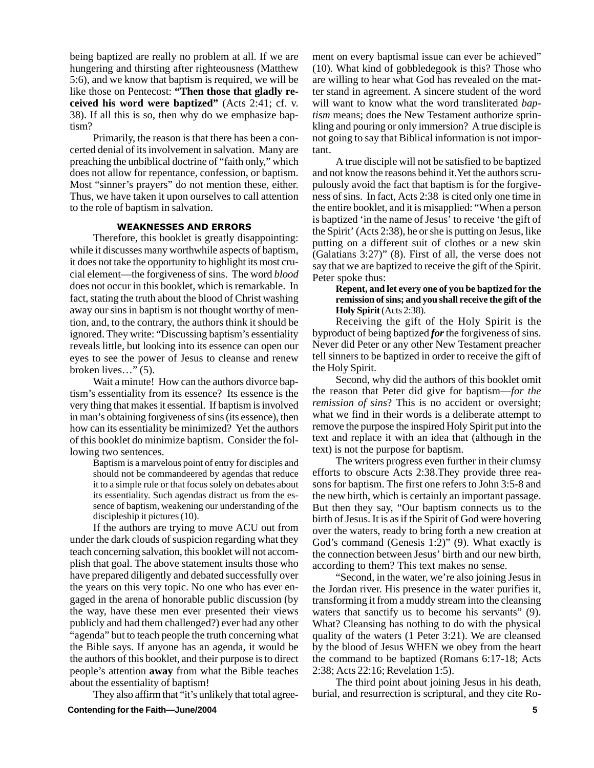being baptized are really no problem at all. If we are hungering and thirsting after righteousness (Matthew 5:6), and we know that baptism is required, we will be like those on Pentecost: **"Then those that gladly received his word were baptized"** (Acts 2:41; cf. v. 38). If all this is so, then why do we emphasize baptism?

Primarily, the reason is that there has been a concerted denial of its involvement in salvation. Many are preaching the unbiblical doctrine of "faith only," which does not allow for repentance, confession, or baptism. Most "sinner's prayers" do not mention these, either. Thus, we have taken it upon ourselves to call attention to the role of baptism in salvation.

#### WEAKNESSES AND ERRORS

Therefore, this booklet is greatly disappointing: while it discusses many worthwhile aspects of baptism, it does not take the opportunity to highlight its most crucial element—the forgiveness of sins. The word *blood* does not occur in this booklet, which is remarkable. In fact, stating the truth about the blood of Christ washing away our sins in baptism is not thought worthy of mention, and, to the contrary, the authors think it should be ignored. They write: "Discussing baptism's essentiality reveals little, but looking into its essence can open our eyes to see the power of Jesus to cleanse and renew broken lives…" (5).

Wait a minute! How can the authors divorce baptism's essentiality from its essence? Its essence is the very thing that makes it essential. If baptism is involved in man's obtaining forgiveness of sins (its essence), then how can its essentiality be minimized? Yet the authors of this booklet do minimize baptism. Consider the following two sentences.

> Baptism is a marvelous point of entry for disciples and should not be commandeered by agendas that reduce it to a simple rule or that focus solely on debates about its essentiality. Such agendas distract us from the essence of baptism, weakening our understanding of the discipleship it pictures (10).

If the authors are trying to move ACU out from under the dark clouds of suspicion regarding what they teach concerning salvation, this booklet will not accomplish that goal. The above statement insults those who have prepared diligently and debated successfully over the years on this very topic. No one who has ever engaged in the arena of honorable public discussion (by the way, have these men ever presented their views publicly and had them challenged?) ever had any other "agenda" but to teach people the truth concerning what the Bible says. If anyone has an agenda, it would be the authors of this booklet, and their purpose is to direct people's attention **away** from what the Bible teaches about the essentiality of baptism!

They also affirm that "it's unlikely that total agreement on every baptismal issue can ever be achieved" (10). What kind of gobbledegook is this? Those who are willing to hear what God has revealed on the matter stand in agreement. A sincere student of the word will want to know what the word transliterated *baptism* means; does the New Testament authorize sprinkling and pouring or only immersion? A true disciple is not going to say that Biblical information is not important.

A true disciple will not be satisfied to be baptized and not know the reasons behind it. Yet the authors scrupulously avoid the fact that baptism is for the forgiveness of sins. In fact, Acts 2:38 is cited only one time in the entire booklet, and it is misapplied: "When a person is baptized 'in the name of Jesus' to receive 'the gift of the Spirit' (Acts 2:38), he or she is putting on Jesus, like putting on a different suit of clothes or a new skin (Galatians 3:27)" (8). First of all, the verse does not say that we are baptized to receive the gift of the Spirit. Peter spoke thus:

> **Repent, and let every one of you be baptized for the remission of sins; and you shall receive the gift of the Holy Spirit** (Acts 2:38).

Receiving the gift of the Holy Spirit is the byproduct of being baptized ***for*** the forgiveness of sins. Never did Peter or any other New Testament preacher tell sinners to be baptized in order to receive the gift of the Holy Spirit.

Second, why did the authors of this booklet omit the reason that Peter did give for baptism—*for the remission of sins*? This is no accident or oversight; what we find in their words is a deliberate attempt to remove the purpose the inspired Holy Spirit put into the text and replace it with an idea that (although in the text) is not the purpose for baptism.

The writers progress even further in their clumsy efforts to obscure Acts 2:38. They provide three reasons for baptism. The first one refers to John 3:5-8 and the new birth, which is certainly an important passage. But then they say, "Our baptism connects us to the birth of Jesus. It is as if the Spirit of God were hovering over the waters, ready to bring forth a new creation at God's command (Genesis 1:2)" (9). What exactly is the connection between Jesus' birth and our new birth, according to them? This text makes no sense.

"Second, in the water, we're also joining Jesus in the Jordan river. His presence in the water purifies it, transforming it from a muddy stream into the cleansing waters that sanctify us to become his servants" (9). What? Cleansing has nothing to do with the physical quality of the waters (1 Peter 3:21). We are cleansed by the blood of Jesus WHEN we obey from the heart the command to be baptized (Romans 6:17-18; Acts 2:38; Acts 22:16; Revelation 1:5).

The third point about joining Jesus in his death, burial, and resurrection is scriptural, and they cite Ro-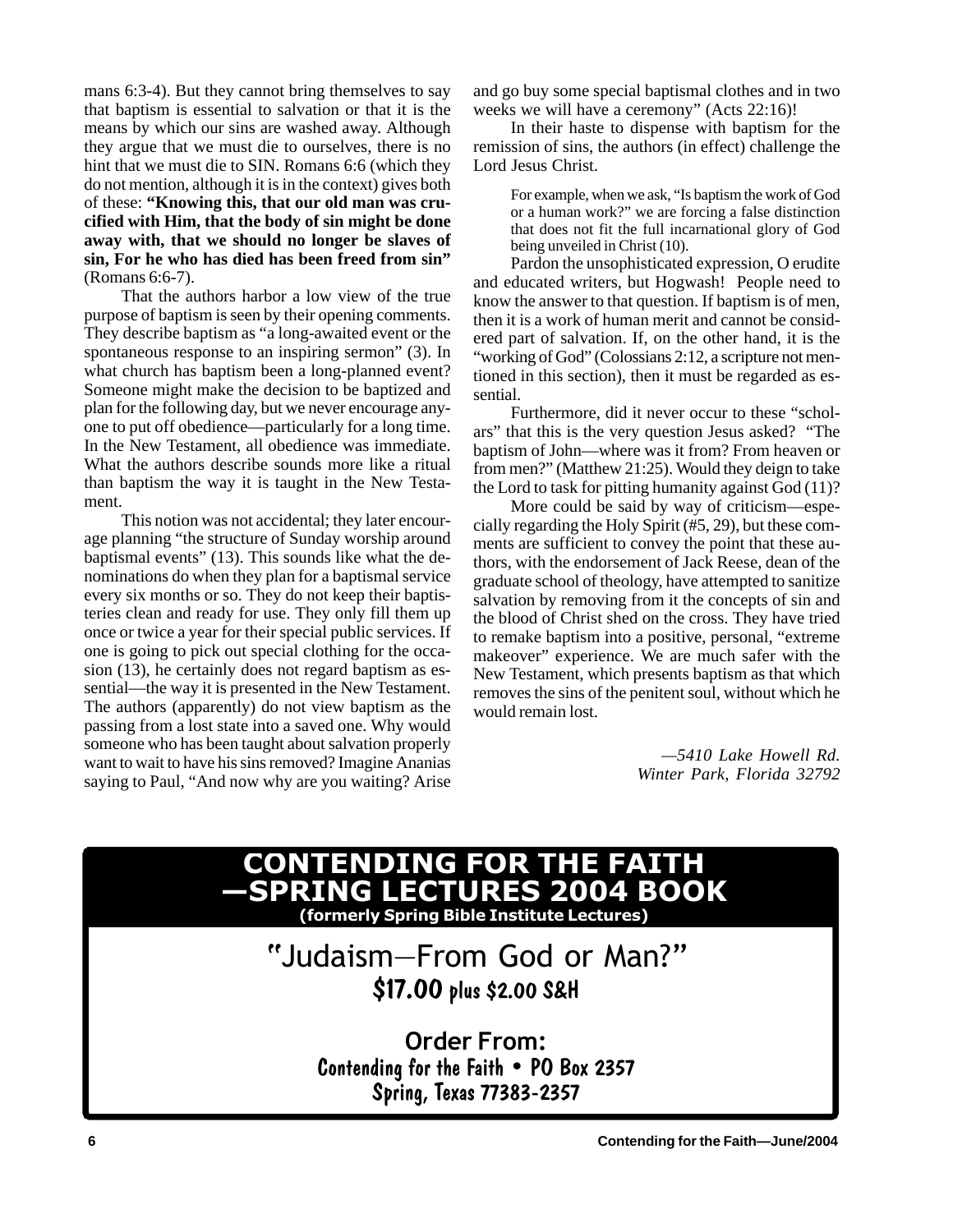mans 6:3-4). But they cannot bring themselves to say that baptism is essential to salvation or that it is the means by which our sins are washed away. Although they argue that we must die to ourselves, there is no hint that we must die to SIN. Romans 6:6 (which they do not mention, although it is in the context) gives both of these: **"Knowing this, that our old man was crucified with Him, that the body of sin might be done away with, that we should no longer be slaves of sin, For he who has died has been freed from sin"** (Romans 6:6-7).

That the authors harbor a low view of the true purpose of baptism is seen by their opening comments. They describe baptism as "a long-awaited event or the spontaneous response to an inspiring sermon" (3). In what church has baptism been a long-planned event? Someone might make the decision to be baptized and plan for the following day, but we never encourage anyone to put off obedience—particularly for a long time. In the New Testament, all obedience was immediate. What the authors describe sounds more like a ritual than baptism the way it is taught in the New Testament.

This notion was not accidental; they later encourage planning "the structure of Sunday worship around baptismal events" (13). This sounds like what the denominations do when they plan for a baptismal service every six months or so. They do not keep their baptisteries clean and ready for use. They only fill them up once or twice a year for their special public services. If one is going to pick out special clothing for the occasion (13), he certainly does not regard baptism as essential—the way it is presented in the New Testament. The authors (apparently) do not view baptism as the passing from a lost state into a saved one. Why would someone who has been taught about salvation properly want to wait to have his sins removed? Imagine Ananias saying to Paul, "And now why are you waiting? Arise and go buy some special baptismal clothes and in two weeks we will have a ceremony" (Acts 22:16)!

In their haste to dispense with baptism for the remission of sins, the authors (in effect) challenge the Lord Jesus Christ.

> For example, when we ask, "Is baptism the work of God or a human work?" we are forcing a false distinction that does not fit the full incarnational glory of God being unveiled in Christ (10).

Pardon the unsophisticated expression, O erudite and educated writers, but Hogwash! People need to know the answer to that question. If baptism is of men, then it is a work of human merit and cannot be considered part of salvation. If, on the other hand, it is the "working of God" (Colossians 2:12, a scripture not mentioned in this section), then it must be regarded as essential.

Furthermore, did it never occur to these "scholars" that this is the very question Jesus asked? "The baptism of John—where was it from? From heaven or from men?" (Matthew 21:25). Would they deign to take the Lord to task for pitting humanity against God (11)?

More could be said by way of criticism—especially regarding the Holy Spirit (#5, 29), but these comments are sufficient to convey the point that these authors, with the endorsement of Jack Reese, dean of the graduate school of theology, have attempted to sanitize salvation by removing from it the concepts of sin and the blood of Christ shed on the cross. They have tried to remake baptism into a positive, personal, "extreme makeover" experience. We are much safer with the New Testament, which presents baptism as that which removes the sins of the penitent soul, without which he would remain lost.

*—5410 Lake Howell Rd.*
*Winter Park, Florida 32792*

## CONTENDING FOR THE FAITH —SPRING LECTURES 2004 BOOK

**(formerly Spring Bible Institute Lectures)**

"Judaism—From God or Man?"

**$17.00 plus $2.00 S&H**

**Order From:**
**Contending for the Faith • PO Box 2357**
**Spring, Texas 77383-2357**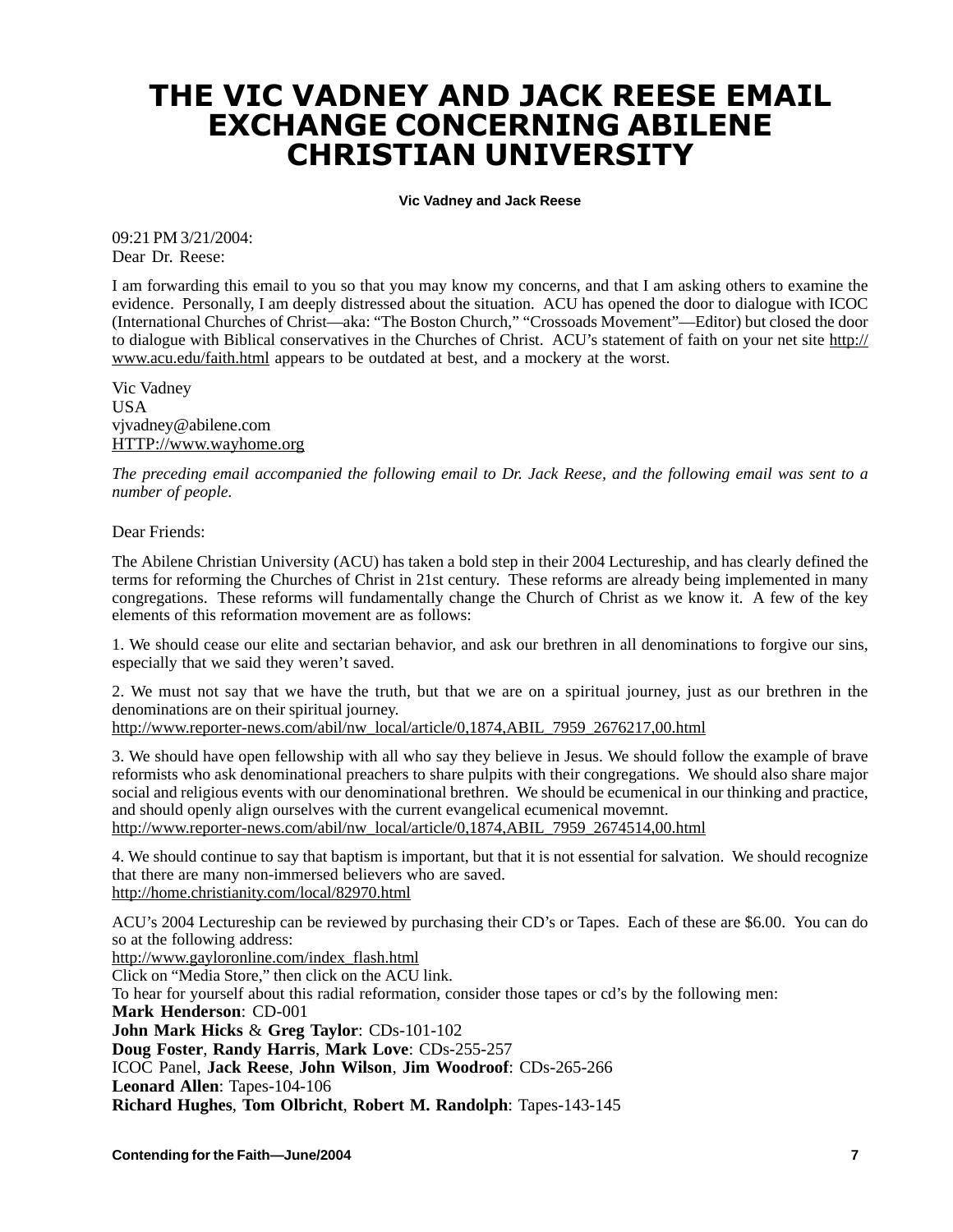# THE VIC VADNEY AND JACK REESE EMAIL EXCHANGE CONCERNING ABILENE CHRISTIAN UNIVERSITY

**Vic Vadney and Jack Reese**

09:21 PM 3/21/2004:
Dear Dr. Reese:

I am forwarding this email to you so that you may know my concerns, and that I am asking others to examine the evidence. Personally, I am deeply distressed about the situation. ACU has opened the door to dialogue with ICOC (International Churches of Christ—aka: "The Boston Church," "Crossoads Movement"—Editor) but closed the door to dialogue with Biblical conservatives in the Churches of Christ. ACU's statement of faith on your net site http://www.acu.edu/faith.html appears to be outdated at best, and a mockery at the worst.

Vic Vadney
USA
vjvadney@abilene.com
HTTP://www.wayhome.org

*The preceding email accompanied the following email to Dr. Jack Reese, and the following email was sent to a number of people.*

Dear Friends:

The Abilene Christian University (ACU) has taken a bold step in their 2004 Lectureship, and has clearly defined the terms for reforming the Churches of Christ in 21st century. These reforms are already being implemented in many congregations. These reforms will fundamentally change the Church of Christ as we know it. A few of the key elements of this reformation movement are as follows:

1. We should cease our elite and sectarian behavior, and ask our brethren in all denominations to forgive our sins, especially that we said they weren't saved.

2. We must not say that we have the truth, but that we are on a spiritual journey, just as our brethren in the denominations are on their spiritual journey.
http://www.reporter-news.com/abil/nw_local/article/0,1874,ABIL_7959_2676217,00.html

3. We should have open fellowship with all who say they believe in Jesus. We should follow the example of brave reformists who ask denominational preachers to share pulpits with their congregations. We should also share major social and religious events with our denominational brethren. We should be ecumenical in our thinking and practice, and should openly align ourselves with the current evangelical ecumenical movemnt.
http://www.reporter-news.com/abil/nw_local/article/0,1874,ABIL_7959_2674514,00.html

4. We should continue to say that baptism is important, but that it is not essential for salvation. We should recognize that there are many non-immersed believers who are saved.
http://home.christianity.com/local/82970.html

ACU's 2004 Lectureship can be reviewed by purchasing their CD's or Tapes. Each of these are $6.00. You can do so at the following address:
http://www.gayloronline.com/index_flash.html
Click on "Media Store," then click on the ACU link.
To hear for yourself about this radial reformation, consider those tapes or cd's by the following men:
**Mark Henderson**: CD-001
**John Mark Hicks** & **Greg Taylor**: CDs-101-102
**Doug Foster**, **Randy Harris**, **Mark Love**: CDs-255-257
ICOC Panel, **Jack Reese**, **John Wilson**, **Jim Woodroof**: CDs-265-266
**Leonard Allen**: Tapes-104-106
**Richard Hughes**, **Tom Olbricht**, **Robert M. Randolph**: Tapes-143-145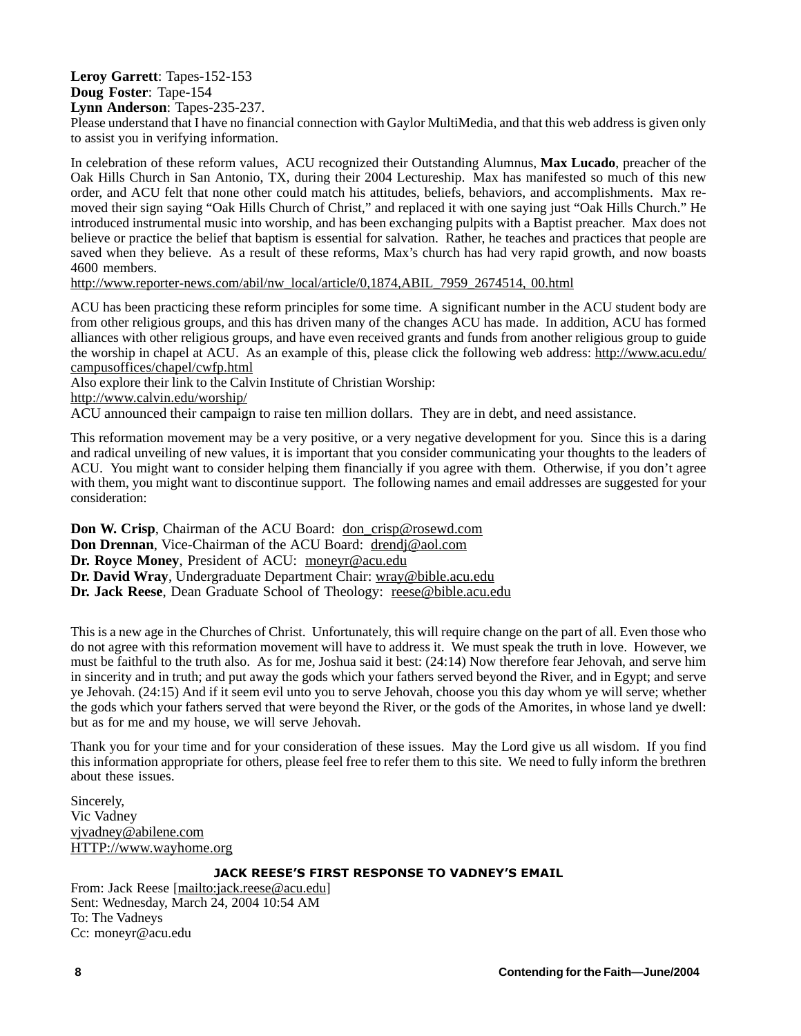**Leroy Garrett**: Tapes-152-153
**Doug Foster**: Tape-154
**Lynn Anderson**: Tapes-235-237.
Please understand that I have no financial connection with Gaylor MultiMedia, and that this web address is given only to assist you in verifying information.

In celebration of these reform values, ACU recognized their Outstanding Alumnus, **Max Lucado**, preacher of the Oak Hills Church in San Antonio, TX, during their 2004 Lectureship. Max has manifested so much of this new order, and ACU felt that none other could match his attitudes, beliefs, behaviors, and accomplishments. Max removed their sign saying "Oak Hills Church of Christ," and replaced it with one saying just "Oak Hills Church." He introduced instrumental music into worship, and has been exchanging pulpits with a Baptist preacher. Max does not believe or practice the belief that baptism is essential for salvation. Rather, he teaches and practices that people are saved when they believe. As a result of these reforms, Max's church has had very rapid growth, and now boasts 4600 members.
http://www.reporter-news.com/abil/nw_local/article/0,1874,ABIL_7959_2674514_00.html

ACU has been practicing these reform principles for some time. A significant number in the ACU student body are from other religious groups, and this has driven many of the changes ACU has made. In addition, ACU has formed alliances with other religious groups, and have even received grants and funds from another religious group to guide the worship in chapel at ACU. As an example of this, please click the following web address: http://www.acu.edu/campusoffices/chapel/cwfp.html
Also explore their link to the Calvin Institute of Christian Worship:
http://www.calvin.edu/worship/
ACU announced their campaign to raise ten million dollars. They are in debt, and need assistance.

This reformation movement may be a very positive, or a very negative development for you. Since this is a daring and radical unveiling of new values, it is important that you consider communicating your thoughts to the leaders of ACU. You might want to consider helping them financially if you agree with them. Otherwise, if you don't agree with them, you might want to discontinue support. The following names and email addresses are suggested for your consideration:

**Don W. Crisp**, Chairman of the ACU Board: don_crisp@rosewd.com
**Don Drennan**, Vice-Chairman of the ACU Board: drendj@aol.com
**Dr. Royce Money**, President of ACU: moneyr@acu.edu
**Dr. David Wray**, Undergraduate Department Chair: wray@bible.acu.edu
**Dr. Jack Reese**, Dean Graduate School of Theology: reese@bible.acu.edu

This is a new age in the Churches of Christ. Unfortunately, this will require change on the part of all. Even those who do not agree with this reformation movement will have to address it. We must speak the truth in love. However, we must be faithful to the truth also. As for me, Joshua said it best: (24:14) Now therefore fear Jehovah, and serve him in sincerity and in truth; and put away the gods which your fathers served beyond the River, and in Egypt; and serve ye Jehovah. (24:15) And if it seem evil unto you to serve Jehovah, choose you this day whom ye will serve; whether the gods which your fathers served that were beyond the River, or the gods of the Amorites, in whose land ye dwell: but as for me and my house, we will serve Jehovah.

Thank you for your time and for your consideration of these issues. May the Lord give us all wisdom. If you find this information appropriate for others, please feel free to refer them to this site. We need to fully inform the brethren about these issues.

Sincerely,
Vic Vadney
vjvadney@abilene.com
HTTP://www.wayhome.org

### JACK REESE'S FIRST RESPONSE TO VADNEY'S EMAIL

From: Jack Reese [mailto:jack.reese@acu.edu]
Sent: Wednesday, March 24, 2004 10:54 AM
To: The Vadneys
Cc: moneyr@acu.edu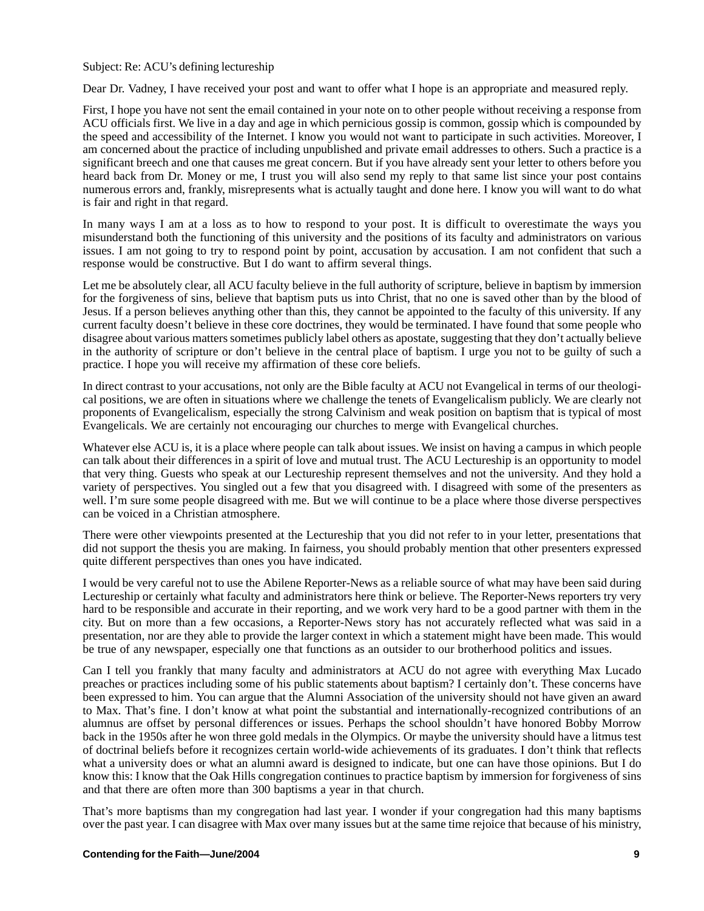Subject: Re: ACU's defining lectureship

Dear Dr. Vadney, I have received your post and want to offer what I hope is an appropriate and measured reply.

First, I hope you have not sent the email contained in your note on to other people without receiving a response from ACU officials first. We live in a day and age in which pernicious gossip is common, gossip which is compounded by the speed and accessibility of the Internet. I know you would not want to participate in such activities. Moreover, I am concerned about the practice of including unpublished and private email addresses to others. Such a practice is a significant breech and one that causes me great concern. But if you have already sent your letter to others before you heard back from Dr. Money or me, I trust you will also send my reply to that same list since your post contains numerous errors and, frankly, misrepresents what is actually taught and done here. I know you will want to do what is fair and right in that regard.

In many ways I am at a loss as to how to respond to your post. It is difficult to overestimate the ways you misunderstand both the functioning of this university and the positions of its faculty and administrators on various issues. I am not going to try to respond point by point, accusation by accusation. I am not confident that such a response would be constructive. But I do want to affirm several things.

Let me be absolutely clear, all ACU faculty believe in the full authority of scripture, believe in baptism by immersion for the forgiveness of sins, believe that baptism puts us into Christ, that no one is saved other than by the blood of Jesus. If a person believes anything other than this, they cannot be appointed to the faculty of this university. If any current faculty doesn't believe in these core doctrines, they would be terminated. I have found that some people who disagree about various matters sometimes publicly label others as apostate, suggesting that they don't actually believe in the authority of scripture or don't believe in the central place of baptism. I urge you not to be guilty of such a practice. I hope you will receive my affirmation of these core beliefs.

In direct contrast to your accusations, not only are the Bible faculty at ACU not Evangelical in terms of our theological positions, we are often in situations where we challenge the tenets of Evangelicalism publicly. We are clearly not proponents of Evangelicalism, especially the strong Calvinism and weak position on baptism that is typical of most Evangelicals. We are certainly not encouraging our churches to merge with Evangelical churches.

Whatever else ACU is, it is a place where people can talk about issues. We insist on having a campus in which people can talk about their differences in a spirit of love and mutual trust. The ACU Lectureship is an opportunity to model that very thing. Guests who speak at our Lectureship represent themselves and not the university. And they hold a variety of perspectives. You singled out a few that you disagreed with. I disagreed with some of the presenters as well. I'm sure some people disagreed with me. But we will continue to be a place where those diverse perspectives can be voiced in a Christian atmosphere.

There were other viewpoints presented at the Lectureship that you did not refer to in your letter, presentations that did not support the thesis you are making. In fairness, you should probably mention that other presenters expressed quite different perspectives than ones you have indicated.

I would be very careful not to use the Abilene Reporter-News as a reliable source of what may have been said during Lectureship or certainly what faculty and administrators here think or believe. The Reporter-News reporters try very hard to be responsible and accurate in their reporting, and we work very hard to be a good partner with them in the city. But on more than a few occasions, a Reporter-News story has not accurately reflected what was said in a presentation, nor are they able to provide the larger context in which a statement might have been made. This would be true of any newspaper, especially one that functions as an outsider to our brotherhood politics and issues.

Can I tell you frankly that many faculty and administrators at ACU do not agree with everything Max Lucado preaches or practices including some of his public statements about baptism? I certainly don't. These concerns have been expressed to him. You can argue that the Alumni Association of the university should not have given an award to Max. That's fine. I don't know at what point the substantial and internationally-recognized contributions of an alumnus are offset by personal differences or issues. Perhaps the school shouldn't have honored Bobby Morrow back in the 1950s after he won three gold medals in the Olympics. Or maybe the university should have a litmus test of doctrinal beliefs before it recognizes certain world-wide achievements of its graduates. I don't think that reflects what a university does or what an alumni award is designed to indicate, but one can have those opinions. But I do know this: I know that the Oak Hills congregation continues to practice baptism by immersion for forgiveness of sins and that there are often more than 300 baptisms a year in that church.

That's more baptisms than my congregation had last year. I wonder if your congregation had this many baptisms over the past year. I can disagree with Max over many issues but at the same time rejoice that because of his ministry,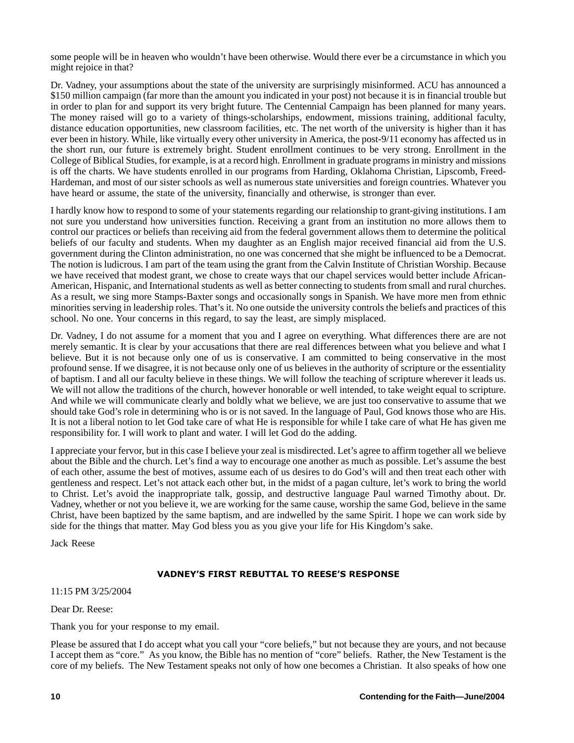some people will be in heaven who wouldn't have been otherwise. Would there ever be a circumstance in which you might rejoice in that?

Dr. Vadney, your assumptions about the state of the university are surprisingly misinformed. ACU has announced a $150 million campaign (far more than the amount you indicated in your post) not because it is in financial trouble but in order to plan for and support its very bright future. The Centennial Campaign has been planned for many years. The money raised will go to a variety of things-scholarships, endowment, missions training, additional faculty, distance education opportunities, new classroom facilities, etc. The net worth of the university is higher than it has ever been in history. While, like virtually every other university in America, the post-9/11 economy has affected us in the short run, our future is extremely bright. Student enrollment continues to be very strong. Enrollment in the College of Biblical Studies, for example, is at a record high. Enrollment in graduate programs in ministry and missions is off the charts. We have students enrolled in our programs from Harding, Oklahoma Christian, Lipscomb, Freed-Hardeman, and most of our sister schools as well as numerous state universities and foreign countries. Whatever you have heard or assume, the state of the university, financially and otherwise, is stronger than ever.

I hardly know how to respond to some of your statements regarding our relationship to grant-giving institutions. I am not sure you understand how universities function. Receiving a grant from an institution no more allows them to control our practices or beliefs than receiving aid from the federal government allows them to determine the political beliefs of our faculty and students. When my daughter as an English major received financial aid from the U.S. government during the Clinton administration, no one was concerned that she might be influenced to be a Democrat. The notion is ludicrous. I am part of the team using the grant from the Calvin Institute of Christian Worship. Because we have received that modest grant, we chose to create ways that our chapel services would better include African-American, Hispanic, and International students as well as better connecting to students from small and rural churches. As a result, we sing more Stamps-Baxter songs and occasionally songs in Spanish. We have more men from ethnic minorities serving in leadership roles. That's it. No one outside the university controls the beliefs and practices of this school. No one. Your concerns in this regard, to say the least, are simply misplaced.

Dr. Vadney, I do not assume for a moment that you and I agree on everything. What differences there are are not merely semantic. It is clear by your accusations that there are real differences between what you believe and what I believe. But it is not because only one of us is conservative. I am committed to being conservative in the most profound sense. If we disagree, it is not because only one of us believes in the authority of scripture or the essentiality of baptism. I and all our faculty believe in these things. We will follow the teaching of scripture wherever it leads us. We will not allow the traditions of the church, however honorable or well intended, to take weight equal to scripture. And while we will communicate clearly and boldly what we believe, we are just too conservative to assume that we should take God's role in determining who is or is not saved. In the language of Paul, God knows those who are His. It is not a liberal notion to let God take care of what He is responsible for while I take care of what He has given me responsibility for. I will work to plant and water. I will let God do the adding.

I appreciate your fervor, but in this case I believe your zeal is misdirected. Let's agree to affirm together all we believe about the Bible and the church. Let's find a way to encourage one another as much as possible. Let's assume the best of each other, assume the best of motives, assume each of us desires to do God's will and then treat each other with gentleness and respect. Let's not attack each other but, in the midst of a pagan culture, let's work to bring the world to Christ. Let's avoid the inappropriate talk, gossip, and destructive language Paul warned Timothy about. Dr. Vadney, whether or not you believe it, we are working for the same cause, worship the same God, believe in the same Christ, have been baptized by the same baptism, and are indwelled by the same Spirit. I hope we can work side by side for the things that matter. May God bless you as you give your life for His Kingdom's sake.

Jack Reese

#### VADNEY'S FIRST REBUTTAL TO REESE'S RESPONSE

11:15 PM 3/25/2004

Dear Dr. Reese:

Thank you for your response to my email.

Please be assured that I do accept what you call your "core beliefs," but not because they are yours, and not because I accept them as "core." As you know, the Bible has no mention of "core" beliefs. Rather, the New Testament is the core of my beliefs. The New Testament speaks not only of how one becomes a Christian. It also speaks of how one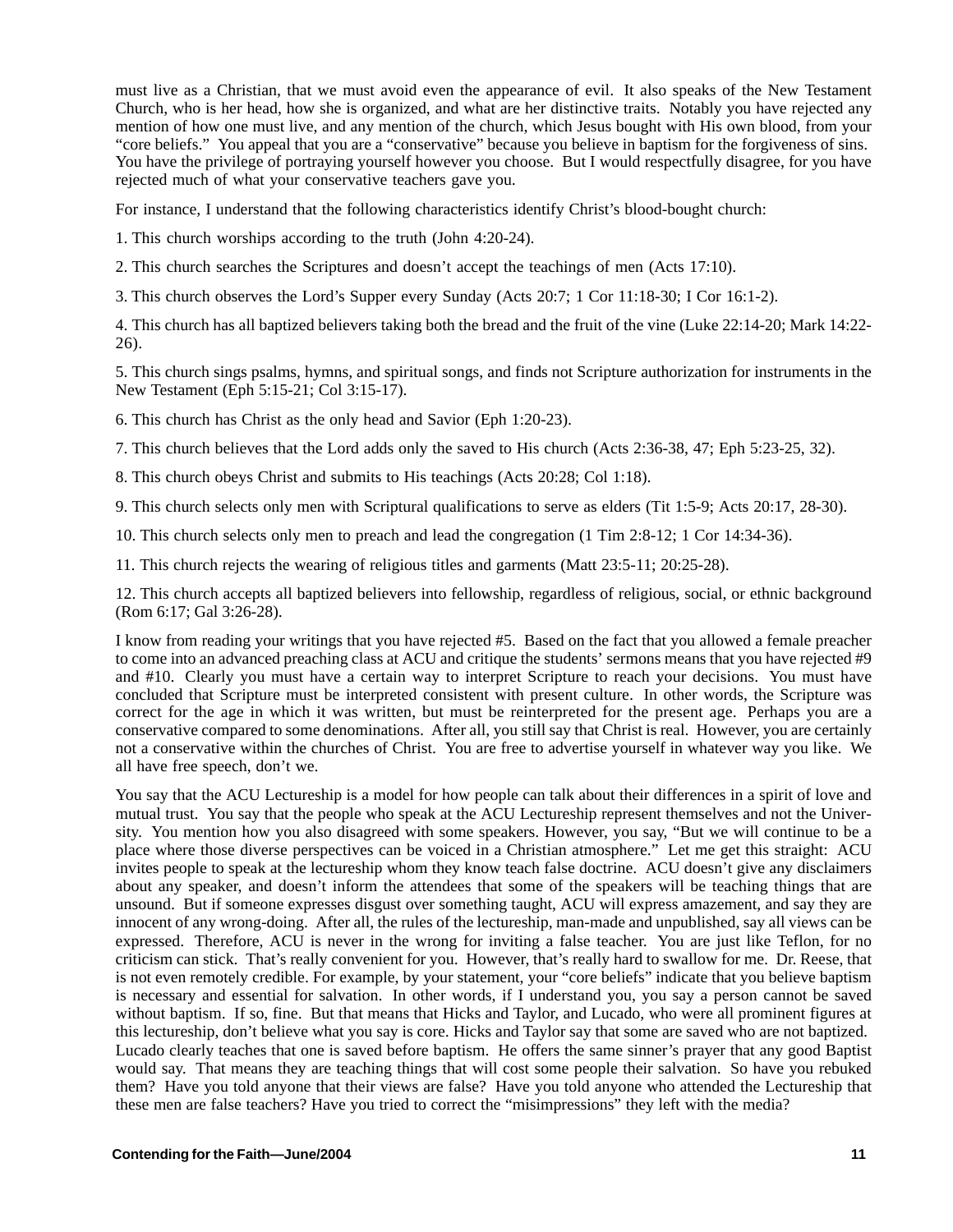must live as a Christian, that we must avoid even the appearance of evil. It also speaks of the New Testament Church, who is her head, how she is organized, and what are her distinctive traits. Notably you have rejected any mention of how one must live, and any mention of the church, which Jesus bought with His own blood, from your "core beliefs." You appeal that you are a "conservative" because you believe in baptism for the forgiveness of sins. You have the privilege of portraying yourself however you choose. But I would respectfully disagree, for you have rejected much of what your conservative teachers gave you.

For instance, I understand that the following characteristics identify Christ's blood-bought church:

1. This church worships according to the truth (John 4:20-24).

2. This church searches the Scriptures and doesn't accept the teachings of men (Acts 17:10).

3. This church observes the Lord's Supper every Sunday (Acts 20:7; 1 Cor 11:18-30; I Cor 16:1-2).

4. This church has all baptized believers taking both the bread and the fruit of the vine (Luke 22:14-20; Mark 14:22-26).

5. This church sings psalms, hymns, and spiritual songs, and finds not Scripture authorization for instruments in the New Testament (Eph 5:15-21; Col 3:15-17).

6. This church has Christ as the only head and Savior (Eph 1:20-23).

7. This church believes that the Lord adds only the saved to His church (Acts 2:36-38, 47; Eph 5:23-25, 32).

8. This church obeys Christ and submits to His teachings (Acts 20:28; Col 1:18).

9. This church selects only men with Scriptural qualifications to serve as elders (Tit 1:5-9; Acts 20:17, 28-30).

10. This church selects only men to preach and lead the congregation (1 Tim 2:8-12; 1 Cor 14:34-36).

11. This church rejects the wearing of religious titles and garments (Matt 23:5-11; 20:25-28).

12. This church accepts all baptized believers into fellowship, regardless of religious, social, or ethnic background (Rom 6:17; Gal 3:26-28).

I know from reading your writings that you have rejected #5. Based on the fact that you allowed a female preacher to come into an advanced preaching class at ACU and critique the students' sermons means that you have rejected #9 and #10. Clearly you must have a certain way to interpret Scripture to reach your decisions. You must have concluded that Scripture must be interpreted consistent with present culture. In other words, the Scripture was correct for the age in which it was written, but must be reinterpreted for the present age. Perhaps you are a conservative compared to some denominations. After all, you still say that Christ is real. However, you are certainly not a conservative within the churches of Christ. You are free to advertise yourself in whatever way you like. We all have free speech, don't we.

You say that the ACU Lectureship is a model for how people can talk about their differences in a spirit of love and mutual trust. You say that the people who speak at the ACU Lectureship represent themselves and not the University. You mention how you also disagreed with some speakers. However, you say, "But we will continue to be a place where those diverse perspectives can be voiced in a Christian atmosphere." Let me get this straight: ACU invites people to speak at the lectureship whom they know teach false doctrine. ACU doesn't give any disclaimers about any speaker, and doesn't inform the attendees that some of the speakers will be teaching things that are unsound. But if someone expresses disgust over something taught, ACU will express amazement, and say they are innocent of any wrong-doing. After all, the rules of the lectureship, man-made and unpublished, say all views can be expressed. Therefore, ACU is never in the wrong for inviting a false teacher. You are just like Teflon, for no criticism can stick. That's really convenient for you. However, that's really hard to swallow for me. Dr. Reese, that is not even remotely credible. For example, by your statement, your "core beliefs" indicate that you believe baptism is necessary and essential for salvation. In other words, if I understand you, you say a person cannot be saved without baptism. If so, fine. But that means that Hicks and Taylor, and Lucado, who were all prominent figures at this lectureship, don't believe what you say is core. Hicks and Taylor say that some are saved who are not baptized. Lucado clearly teaches that one is saved before baptism. He offers the same sinner's prayer that any good Baptist would say. That means they are teaching things that will cost some people their salvation. So have you rebuked them? Have you told anyone that their views are false? Have you told anyone who attended the Lectureship that these men are false teachers? Have you tried to correct the "misimpressions" they left with the media?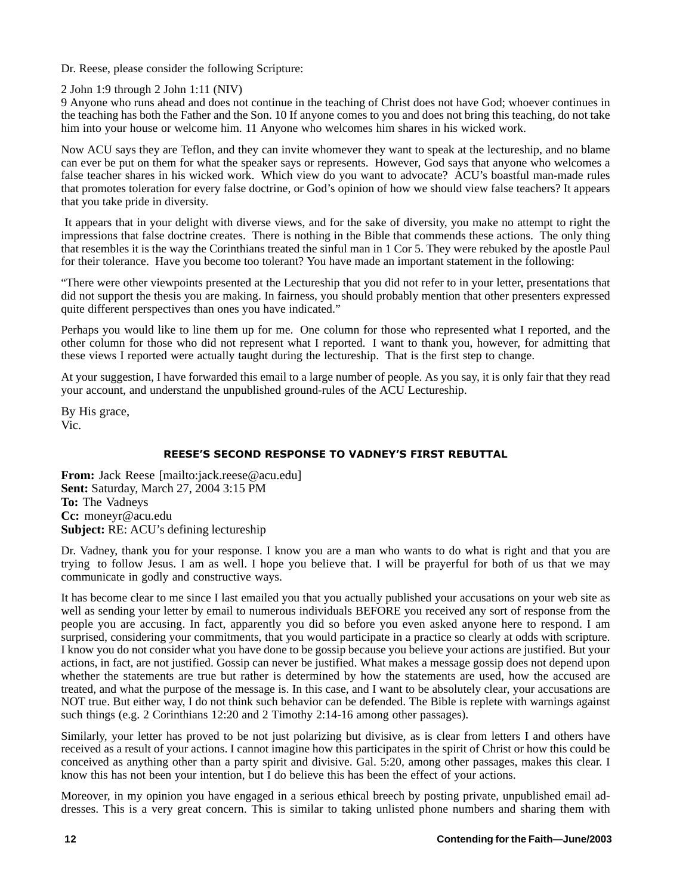Dr. Reese, please consider the following Scripture:

2 John 1:9 through 2 John 1:11 (NIV)
9 Anyone who runs ahead and does not continue in the teaching of Christ does not have God; whoever continues in the teaching has both the Father and the Son. 10 If anyone comes to you and does not bring this teaching, do not take him into your house or welcome him. 11 Anyone who welcomes him shares in his wicked work.

Now ACU says they are Teflon, and they can invite whomever they want to speak at the lectureship, and no blame can ever be put on them for what the speaker says or represents. However, God says that anyone who welcomes a false teacher shares in his wicked work. Which view do you want to advocate? ACU's boastful man-made rules that promotes toleration for every false doctrine, or God's opinion of how we should view false teachers? It appears that you take pride in diversity.

It appears that in your delight with diverse views, and for the sake of diversity, you make no attempt to right the impressions that false doctrine creates. There is nothing in the Bible that commends these actions. The only thing that resembles it is the way the Corinthians treated the sinful man in 1 Cor 5. They were rebuked by the apostle Paul for their tolerance. Have you become too tolerant? You have made an important statement in the following:

"There were other viewpoints presented at the Lectureship that you did not refer to in your letter, presentations that did not support the thesis you are making. In fairness, you should probably mention that other presenters expressed quite different perspectives than ones you have indicated."

Perhaps you would like to line them up for me. One column for those who represented what I reported, and the other column for those who did not represent what I reported. I want to thank you, however, for admitting that these views I reported were actually taught during the lectureship. That is the first step to change.

At your suggestion, I have forwarded this email to a large number of people. As you say, it is only fair that they read your account, and understand the unpublished ground-rules of the ACU Lectureship.

By His grace,
Vic.

### REESE'S SECOND RESPONSE TO VADNEY'S FIRST REBUTTAL

**From:** Jack Reese [mailto:jack.reese@acu.edu]
**Sent:** Saturday, March 27, 2004 3:15 PM
**To:** The Vadneys
**Cc:** moneyr@acu.edu
**Subject:** RE: ACU's defining lectureship

Dr. Vadney, thank you for your response. I know you are a man who wants to do what is right and that you are trying to follow Jesus. I am as well. I hope you believe that. I will be prayerful for both of us that we may communicate in godly and constructive ways.

It has become clear to me since I last emailed you that you actually published your accusations on your web site as well as sending your letter by email to numerous individuals BEFORE you received any sort of response from the people you are accusing. In fact, apparently you did so before you even asked anyone here to respond. I am surprised, considering your commitments, that you would participate in a practice so clearly at odds with scripture. I know you do not consider what you have done to be gossip because you believe your actions are justified. But your actions, in fact, are not justified. Gossip can never be justified. What makes a message gossip does not depend upon whether the statements are true but rather is determined by how the statements are used, how the accused are treated, and what the purpose of the message is. In this case, and I want to be absolutely clear, your accusations are NOT true. But either way, I do not think such behavior can be defended. The Bible is replete with warnings against such things (e.g. 2 Corinthians 12:20 and 2 Timothy 2:14-16 among other passages).

Similarly, your letter has proved to be not just polarizing but divisive, as is clear from letters I and others have received as a result of your actions. I cannot imagine how this participates in the spirit of Christ or how this could be conceived as anything other than a party spirit and divisive. Gal. 5:20, among other passages, makes this clear. I know this has not been your intention, but I do believe this has been the effect of your actions.

Moreover, in my opinion you have engaged in a serious ethical breech by posting private, unpublished email addresses. This is a very great concern. This is similar to taking unlisted phone numbers and sharing them with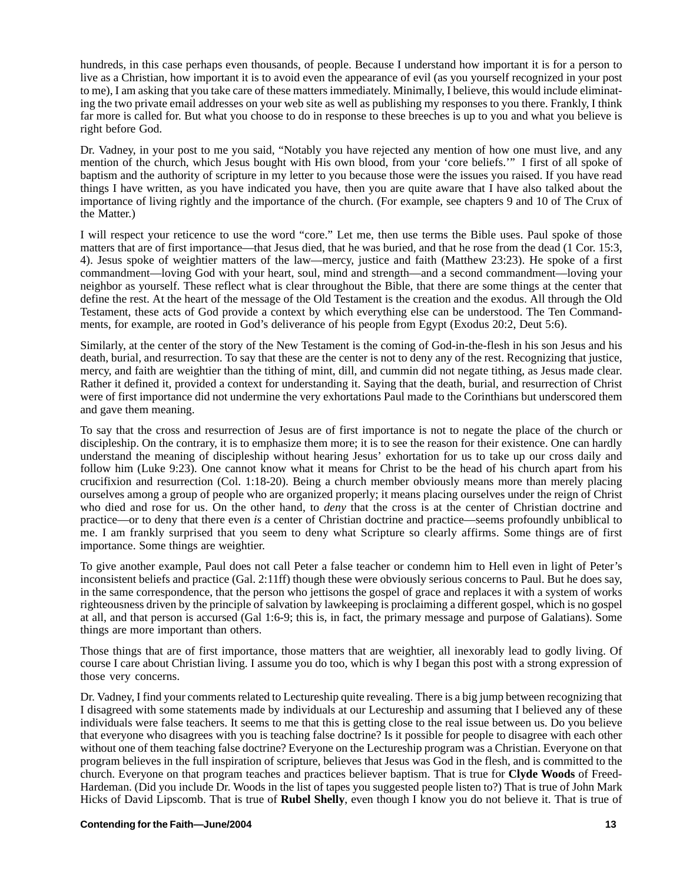hundreds, in this case perhaps even thousands, of people. Because I understand how important it is for a person to live as a Christian, how important it is to avoid even the appearance of evil (as you yourself recognized in your post to me), I am asking that you take care of these matters immediately. Minimally, I believe, this would include eliminating the two private email addresses on your web site as well as publishing my responses to you there. Frankly, I think far more is called for. But what you choose to do in response to these breeches is up to you and what you believe is right before God.

Dr. Vadney, in your post to me you said, "Notably you have rejected any mention of how one must live, and any mention of the church, which Jesus bought with His own blood, from your 'core beliefs.'" I first of all spoke of baptism and the authority of scripture in my letter to you because those were the issues you raised. If you have read things I have written, as you have indicated you have, then you are quite aware that I have also talked about the importance of living rightly and the importance of the church. (For example, see chapters 9 and 10 of The Crux of the Matter.)

I will respect your reticence to use the word "core." Let me, then use terms the Bible uses. Paul spoke of those matters that are of first importance—that Jesus died, that he was buried, and that he rose from the dead (1 Cor. 15:3, 4). Jesus spoke of weightier matters of the law—mercy, justice and faith (Matthew 23:23). He spoke of a first commandment—loving God with your heart, soul, mind and strength—and a second commandment—loving your neighbor as yourself. These reflect what is clear throughout the Bible, that there are some things at the center that define the rest. At the heart of the message of the Old Testament is the creation and the exodus. All through the Old Testament, these acts of God provide a context by which everything else can be understood. The Ten Commandments, for example, are rooted in God's deliverance of his people from Egypt (Exodus 20:2, Deut 5:6).

Similarly, at the center of the story of the New Testament is the coming of God-in-the-flesh in his son Jesus and his death, burial, and resurrection. To say that these are the center is not to deny any of the rest. Recognizing that justice, mercy, and faith are weightier than the tithing of mint, dill, and cummin did not negate tithing, as Jesus made clear. Rather it defined it, provided a context for understanding it. Saying that the death, burial, and resurrection of Christ were of first importance did not undermine the very exhortations Paul made to the Corinthians but underscored them and gave them meaning.

To say that the cross and resurrection of Jesus are of first importance is not to negate the place of the church or discipleship. On the contrary, it is to emphasize them more; it is to see the reason for their existence. One can hardly understand the meaning of discipleship without hearing Jesus' exhortation for us to take up our cross daily and follow him (Luke 9:23). One cannot know what it means for Christ to be the head of his church apart from his crucifixion and resurrection (Col. 1:18-20). Being a church member obviously means more than merely placing ourselves among a group of people who are organized properly; it means placing ourselves under the reign of Christ who died and rose for us. On the other hand, to *deny* that the cross is at the center of Christian doctrine and practice—or to deny that there even *is* a center of Christian doctrine and practice—seems profoundly unbiblical to me. I am frankly surprised that you seem to deny what Scripture so clearly affirms. Some things are of first importance. Some things are weightier.

To give another example, Paul does not call Peter a false teacher or condemn him to Hell even in light of Peter's inconsistent beliefs and practice (Gal. 2:11ff) though these were obviously serious concerns to Paul. But he does say, in the same correspondence, that the person who jettisons the gospel of grace and replaces it with a system of works righteousness driven by the principle of salvation by lawkeeping is proclaiming a different gospel, which is no gospel at all, and that person is accursed (Gal 1:6-9; this is, in fact, the primary message and purpose of Galatians). Some things are more important than others.

Those things that are of first importance, those matters that are weightier, all inexorably lead to godly living. Of course I care about Christian living. I assume you do too, which is why I began this post with a strong expression of those very concerns.

Dr. Vadney, I find your comments related to Lectureship quite revealing. There is a big jump between recognizing that I disagreed with some statements made by individuals at our Lectureship and assuming that I believed any of these individuals were false teachers. It seems to me that this is getting close to the real issue between us. Do you believe that everyone who disagrees with you is teaching false doctrine? Is it possible for people to disagree with each other without one of them teaching false doctrine? Everyone on the Lectureship program was a Christian. Everyone on that program believes in the full inspiration of scripture, believes that Jesus was God in the flesh, and is committed to the church. Everyone on that program teaches and practices believer baptism. That is true for **Clyde Woods** of Freed-Hardeman. (Did you include Dr. Woods in the list of tapes you suggested people listen to?) That is true of John Mark Hicks of David Lipscomb. That is true of **Rubel Shelly**, even though I know you do not believe it. That is true of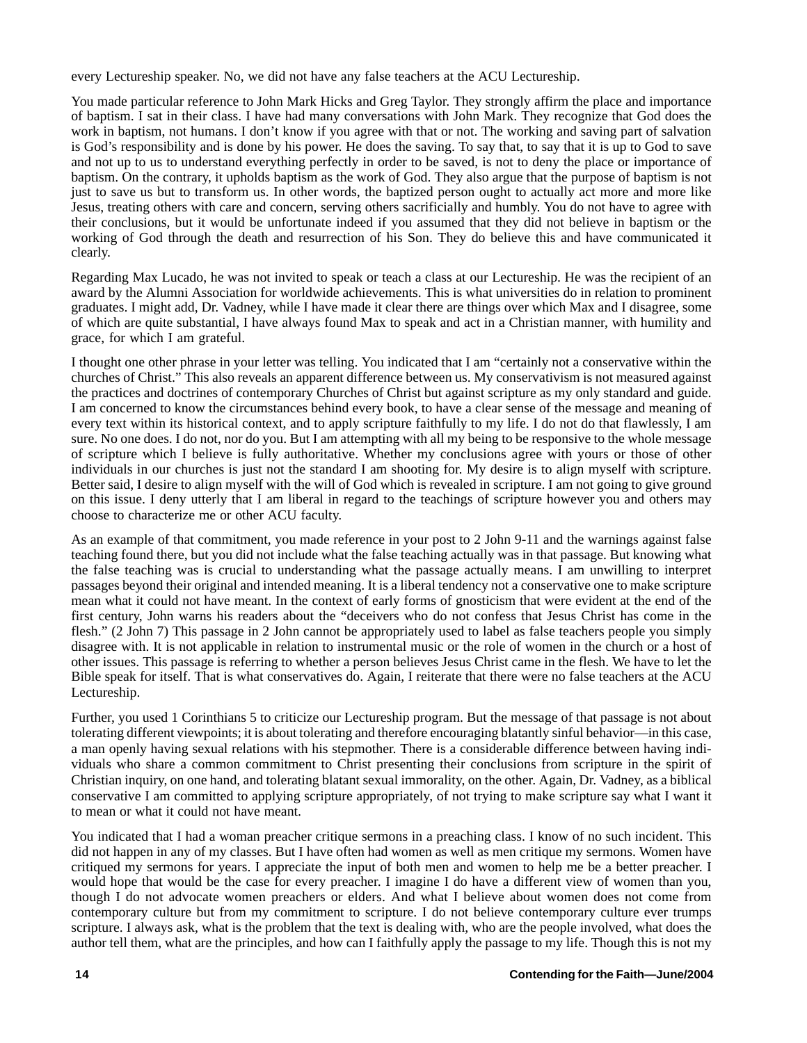every Lectureship speaker. No, we did not have any false teachers at the ACU Lectureship.

You made particular reference to John Mark Hicks and Greg Taylor. They strongly affirm the place and importance of baptism. I sat in their class. I have had many conversations with John Mark. They recognize that God does the work in baptism, not humans. I don't know if you agree with that or not. The working and saving part of salvation is God's responsibility and is done by his power. He does the saving. To say that, to say that it is up to God to save and not up to us to understand everything perfectly in order to be saved, is not to deny the place or importance of baptism. On the contrary, it upholds baptism as the work of God. They also argue that the purpose of baptism is not just to save us but to transform us. In other words, the baptized person ought to actually act more and more like Jesus, treating others with care and concern, serving others sacrificially and humbly. You do not have to agree with their conclusions, but it would be unfortunate indeed if you assumed that they did not believe in baptism or the working of God through the death and resurrection of his Son. They do believe this and have communicated it clearly.

Regarding Max Lucado, he was not invited to speak or teach a class at our Lectureship. He was the recipient of an award by the Alumni Association for worldwide achievements. This is what universities do in relation to prominent graduates. I might add, Dr. Vadney, while I have made it clear there are things over which Max and I disagree, some of which are quite substantial, I have always found Max to speak and act in a Christian manner, with humility and grace, for which I am grateful.

I thought one other phrase in your letter was telling. You indicated that I am "certainly not a conservative within the churches of Christ." This also reveals an apparent difference between us. My conservativism is not measured against the practices and doctrines of contemporary Churches of Christ but against scripture as my only standard and guide. I am concerned to know the circumstances behind every book, to have a clear sense of the message and meaning of every text within its historical context, and to apply scripture faithfully to my life. I do not do that flawlessly, I am sure. No one does. I do not, nor do you. But I am attempting with all my being to be responsive to the whole message of scripture which I believe is fully authoritative. Whether my conclusions agree with yours or those of other individuals in our churches is just not the standard I am shooting for. My desire is to align myself with scripture. Better said, I desire to align myself with the will of God which is revealed in scripture. I am not going to give ground on this issue. I deny utterly that I am liberal in regard to the teachings of scripture however you and others may choose to characterize me or other ACU faculty.

As an example of that commitment, you made reference in your post to 2 John 9-11 and the warnings against false teaching found there, but you did not include what the false teaching actually was in that passage. But knowing what the false teaching was is crucial to understanding what the passage actually means. I am unwilling to interpret passages beyond their original and intended meaning. It is a liberal tendency not a conservative one to make scripture mean what it could not have meant. In the context of early forms of gnosticism that were evident at the end of the first century, John warns his readers about the "deceivers who do not confess that Jesus Christ has come in the flesh." (2 John 7) This passage in 2 John cannot be appropriately used to label as false teachers people you simply disagree with. It is not applicable in relation to instrumental music or the role of women in the church or a host of other issues. This passage is referring to whether a person believes Jesus Christ came in the flesh. We have to let the Bible speak for itself. That is what conservatives do. Again, I reiterate that there were no false teachers at the ACU Lectureship.

Further, you used 1 Corinthians 5 to criticize our Lectureship program. But the message of that passage is not about tolerating different viewpoints; it is about tolerating and therefore encouraging blatantly sinful behavior—in this case, a man openly having sexual relations with his stepmother. There is a considerable difference between having individuals who share a common commitment to Christ presenting their conclusions from scripture in the spirit of Christian inquiry, on one hand, and tolerating blatant sexual immorality, on the other. Again, Dr. Vadney, as a biblical conservative I am committed to applying scripture appropriately, of not trying to make scripture say what I want it to mean or what it could not have meant.

You indicated that I had a woman preacher critique sermons in a preaching class. I know of no such incident. This did not happen in any of my classes. But I have often had women as well as men critique my sermons. Women have critiqued my sermons for years. I appreciate the input of both men and women to help me be a better preacher. I would hope that would be the case for every preacher. I imagine I do have a different view of women than you, though I do not advocate women preachers or elders. And what I believe about women does not come from contemporary culture but from my commitment to scripture. I do not believe contemporary culture ever trumps scripture. I always ask, what is the problem that the text is dealing with, who are the people involved, what does the author tell them, what are the principles, and how can I faithfully apply the passage to my life. Though this is not my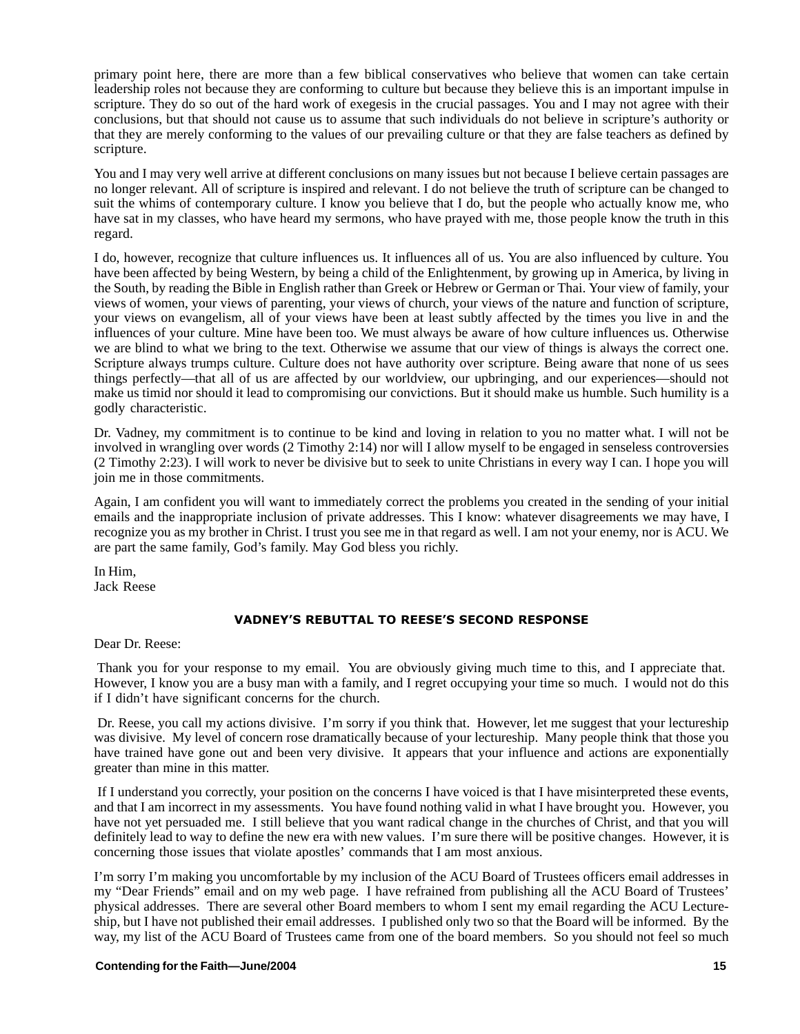primary point here, there are more than a few biblical conservatives who believe that women can take certain leadership roles not because they are conforming to culture but because they believe this is an important impulse in scripture. They do so out of the hard work of exegesis in the crucial passages. You and I may not agree with their conclusions, but that should not cause us to assume that such individuals do not believe in scripture's authority or that they are merely conforming to the values of our prevailing culture or that they are false teachers as defined by scripture.

You and I may very well arrive at different conclusions on many issues but not because I believe certain passages are no longer relevant. All of scripture is inspired and relevant. I do not believe the truth of scripture can be changed to suit the whims of contemporary culture. I know you believe that I do, but the people who actually know me, who have sat in my classes, who have heard my sermons, who have prayed with me, those people know the truth in this regard.

I do, however, recognize that culture influences us. It influences all of us. You are also influenced by culture. You have been affected by being Western, by being a child of the Enlightenment, by growing up in America, by living in the South, by reading the Bible in English rather than Greek or Hebrew or German or Thai. Your view of family, your views of women, your views of parenting, your views of church, your views of the nature and function of scripture, your views on evangelism, all of your views have been at least subtly affected by the times you live in and the influences of your culture. Mine have been too. We must always be aware of how culture influences us. Otherwise we are blind to what we bring to the text. Otherwise we assume that our view of things is always the correct one. Scripture always trumps culture. Culture does not have authority over scripture. Being aware that none of us sees things perfectly—that all of us are affected by our worldview, our upbringing, and our experiences—should not make us timid nor should it lead to compromising our convictions. But it should make us humble. Such humility is a godly characteristic.

Dr. Vadney, my commitment is to continue to be kind and loving in relation to you no matter what. I will not be involved in wrangling over words (2 Timothy 2:14) nor will I allow myself to be engaged in senseless controversies (2 Timothy 2:23). I will work to never be divisive but to seek to unite Christians in every way I can. I hope you will join me in those commitments.

Again, I am confident you will want to immediately correct the problems you created in the sending of your initial emails and the inappropriate inclusion of private addresses. This I know: whatever disagreements we may have, I recognize you as my brother in Christ. I trust you see me in that regard as well. I am not your enemy, nor is ACU. We are part the same family, God's family. May God bless you richly.

In Him,
Jack Reese

### VADNEY'S REBUTTAL TO REESE'S SECOND RESPONSE

Dear Dr. Reese:

Thank you for your response to my email. You are obviously giving much time to this, and I appreciate that. However, I know you are a busy man with a family, and I regret occupying your time so much. I would not do this if I didn't have significant concerns for the church.

Dr. Reese, you call my actions divisive. I'm sorry if you think that. However, let me suggest that your lectureship was divisive. My level of concern rose dramatically because of your lectureship. Many people think that those you have trained have gone out and been very divisive. It appears that your influence and actions are exponentially greater than mine in this matter.

If I understand you correctly, your position on the concerns I have voiced is that I have misinterpreted these events, and that I am incorrect in my assessments. You have found nothing valid in what I have brought you. However, you have not yet persuaded me. I still believe that you want radical change in the churches of Christ, and that you will definitely lead to way to define the new era with new values. I'm sure there will be positive changes. However, it is concerning those issues that violate apostles' commands that I am most anxious.

I'm sorry I'm making you uncomfortable by my inclusion of the ACU Board of Trustees officers email addresses in my "Dear Friends" email and on my web page. I have refrained from publishing all the ACU Board of Trustees' physical addresses. There are several other Board members to whom I sent my email regarding the ACU Lectureship, but I have not published their email addresses. I published only two so that the Board will be informed. By the way, my list of the ACU Board of Trustees came from one of the board members. So you should not feel so much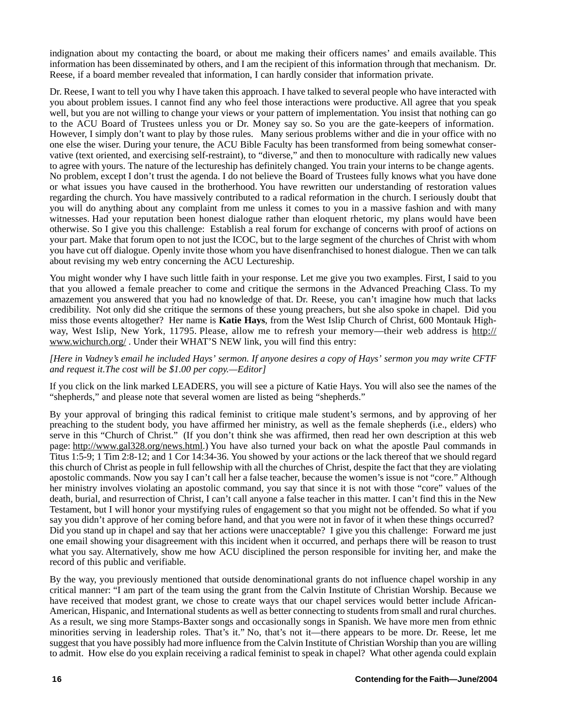indignation about my contacting the board, or about me making their officers names' and emails available. This information has been disseminated by others, and I am the recipient of this information through that mechanism. Dr. Reese, if a board member revealed that information, I can hardly consider that information private.

Dr. Reese, I want to tell you why I have taken this approach. I have talked to several people who have interacted with you about problem issues. I cannot find any who feel those interactions were productive. All agree that you speak well, but you are not willing to change your views or your pattern of implementation. You insist that nothing can go to the ACU Board of Trustees unless you or Dr. Money say so. So you are the gate-keepers of information. However, I simply don't want to play by those rules. Many serious problems wither and die in your office with no one else the wiser. During your tenure, the ACU Bible Faculty has been transformed from being somewhat conservative (text oriented, and exercising self-restraint), to "diverse," and then to monoculture with radically new values to agree with yours. The nature of the lectureship has definitely changed. You train your interns to be change agents. No problem, except I don't trust the agenda. I do not believe the Board of Trustees fully knows what you have done or what issues you have caused in the brotherhood. You have rewritten our understanding of restoration values regarding the church. You have massively contributed to a radical reformation in the church. I seriously doubt that you will do anything about any complaint from me unless it comes to you in a massive fashion and with many witnesses. Had your reputation been honest dialogue rather than eloquent rhetoric, my plans would have been otherwise. So I give you this challenge: Establish a real forum for exchange of concerns with proof of actions on your part. Make that forum open to not just the ICOC, but to the large segment of the churches of Christ with whom you have cut off dialogue. Openly invite those whom you have disenfranchised to honest dialogue. Then we can talk about revising my web entry concerning the ACU Lectureship.

You might wonder why I have such little faith in your response. Let me give you two examples. First, I said to you that you allowed a female preacher to come and critique the sermons in the Advanced Preaching Class. To my amazement you answered that you had no knowledge of that. Dr. Reese, you can't imagine how much that lacks credibility. Not only did she critique the sermons of these young preachers, but she also spoke in chapel. Did you miss those events altogether? Her name is **Katie Hays**, from the West Islip Church of Christ, 600 Montauk Highway, West Islip, New York, 11795. Please, allow me to refresh your memory—their web address is http://www.wichurch.org/ . Under their WHAT'S NEW link, you will find this entry:

*[Here in Vadney's email he included Hays' sermon. If anyone desires a copy of Hays' sermon you may write CFTF and request it.The cost will be $1.00 per copy.—Editor]*

If you click on the link marked LEADERS, you will see a picture of Katie Hays. You will also see the names of the "shepherds," and please note that several women are listed as being "shepherds."

By your approval of bringing this radical feminist to critique male student's sermons, and by approving of her preaching to the student body, you have affirmed her ministry, as well as the female shepherds (i.e., elders) who serve in this "Church of Christ." (If you don't think she was affirmed, then read her own description at this web page: http://www.gal328.org/news.html.) You have also turned your back on what the apostle Paul commands in Titus 1:5-9; 1 Tim 2:8-12; and 1 Cor 14:34-36. You showed by your actions or the lack thereof that we should regard this church of Christ as people in full fellowship with all the churches of Christ, despite the fact that they are violating apostolic commands. Now you say I can't call her a false teacher, because the women's issue is not "core." Although her ministry involves violating an apostolic command, you say that since it is not with those "core" values of the death, burial, and resurrection of Christ, I can't call anyone a false teacher in this matter. I can't find this in the New Testament, but I will honor your mystifying rules of engagement so that you might not be offended. So what if you say you didn't approve of her coming before hand, and that you were not in favor of it when these things occurred? Did you stand up in chapel and say that her actions were unacceptable? I give you this challenge: Forward me just one email showing your disagreement with this incident when it occurred, and perhaps there will be reason to trust what you say. Alternatively, show me how ACU disciplined the person responsible for inviting her, and make the record of this public and verifiable.

By the way, you previously mentioned that outside denominational grants do not influence chapel worship in any critical manner: "I am part of the team using the grant from the Calvin Institute of Christian Worship. Because we have received that modest grant, we chose to create ways that our chapel services would better include African-American, Hispanic, and International students as well as better connecting to students from small and rural churches. As a result, we sing more Stamps-Baxter songs and occasionally songs in Spanish. We have more men from ethnic minorities serving in leadership roles. That's it." No, that's not it—there appears to be more. Dr. Reese, let me suggest that you have possibly had more influence from the Calvin Institute of Christian Worship than you are willing to admit. How else do you explain receiving a radical feminist to speak in chapel? What other agenda could explain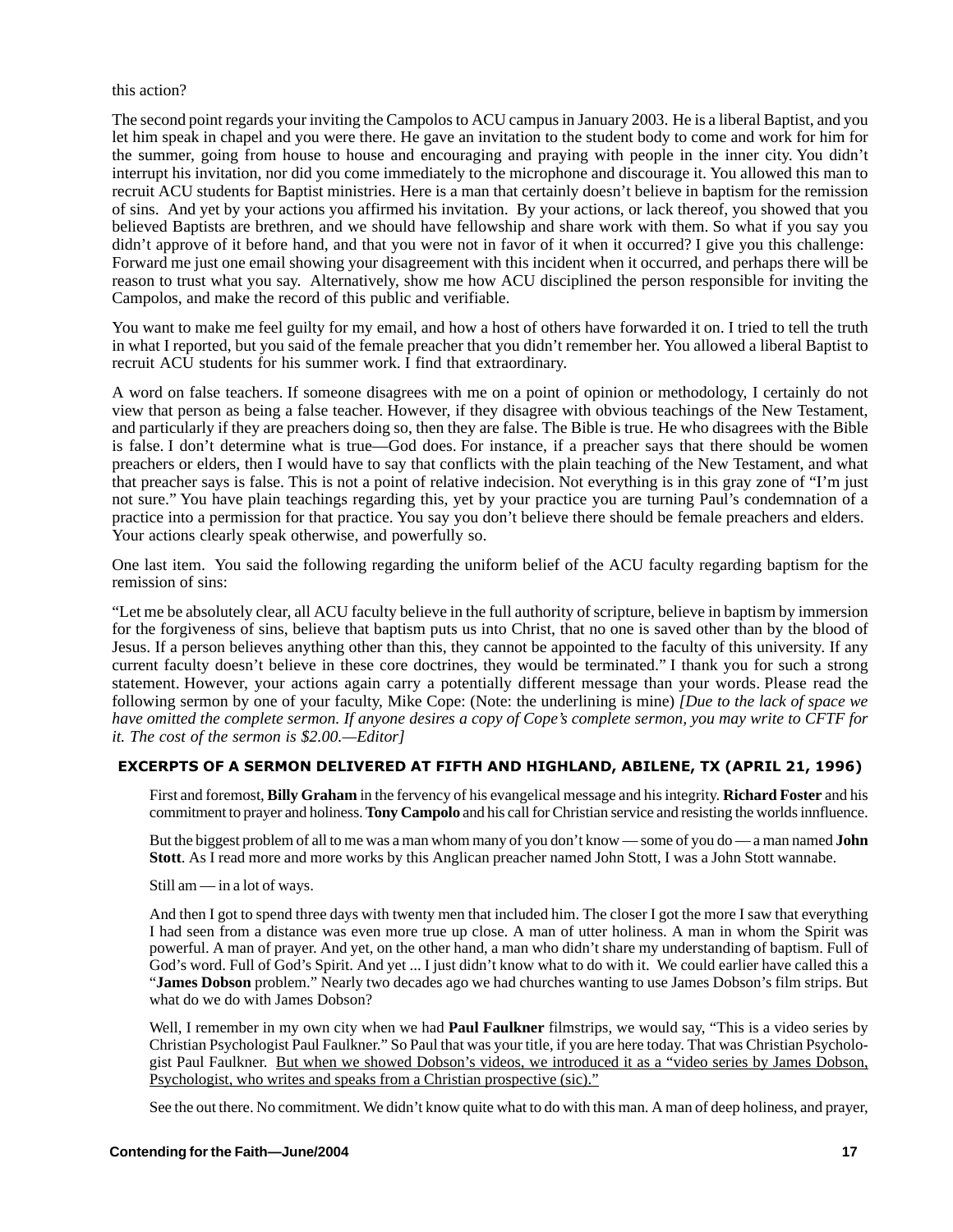this action?

The second point regards your inviting the Campolos to ACU campus in January 2003. He is a liberal Baptist, and you let him speak in chapel and you were there. He gave an invitation to the student body to come and work for him for the summer, going from house to house and encouraging and praying with people in the inner city. You didn't interrupt his invitation, nor did you come immediately to the microphone and discourage it. You allowed this man to recruit ACU students for Baptist ministries. Here is a man that certainly doesn't believe in baptism for the remission of sins. And yet by your actions you affirmed his invitation. By your actions, or lack thereof, you showed that you believed Baptists are brethren, and we should have fellowship and share work with them. So what if you say you didn't approve of it before hand, and that you were not in favor of it when it occurred? I give you this challenge: Forward me just one email showing your disagreement with this incident when it occurred, and perhaps there will be reason to trust what you say. Alternatively, show me how ACU disciplined the person responsible for inviting the Campolos, and make the record of this public and verifiable.

You want to make me feel guilty for my email, and how a host of others have forwarded it on. I tried to tell the truth in what I reported, but you said of the female preacher that you didn't remember her. You allowed a liberal Baptist to recruit ACU students for his summer work. I find that extraordinary.

A word on false teachers. If someone disagrees with me on a point of opinion or methodology, I certainly do not view that person as being a false teacher. However, if they disagree with obvious teachings of the New Testament, and particularly if they are preachers doing so, then they are false. The Bible is true. He who disagrees with the Bible is false. I don't determine what is true—God does. For instance, if a preacher says that there should be women preachers or elders, then I would have to say that conflicts with the plain teaching of the New Testament, and what that preacher says is false. This is not a point of relative indecision. Not everything is in this gray zone of "I'm just not sure." You have plain teachings regarding this, yet by your practice you are turning Paul's condemnation of a practice into a permission for that practice. You say you don't believe there should be female preachers and elders. Your actions clearly speak otherwise, and powerfully so.

One last item. You said the following regarding the uniform belief of the ACU faculty regarding baptism for the remission of sins:

"Let me be absolutely clear, all ACU faculty believe in the full authority of scripture, believe in baptism by immersion for the forgiveness of sins, believe that baptism puts us into Christ, that no one is saved other than by the blood of Jesus. If a person believes anything other than this, they cannot be appointed to the faculty of this university. If any current faculty doesn't believe in these core doctrines, they would be terminated." I thank you for such a strong statement. However, your actions again carry a potentially different message than your words. Please read the following sermon by one of your faculty, Mike Cope: (Note: the underlining is mine) *[Due to the lack of space we have omitted the complete sermon. If anyone desires a copy of Cope's complete sermon, you may write to CFTF for it. The cost of the sermon is $2.00.—Editor]*

#### EXCERPTS OF A SERMON DELIVERED AT FIFTH AND HIGHLAND, ABILENE, TX (APRIL 21, 1996)

> First and foremost, **Billy Graham** in the fervency of his evangelical message and his integrity. **Richard Foster** and his commitment to prayer and holiness. **Tony Campolo** and his call for Christian service and resisting the worlds innfluence.
>
> But the biggest problem of all to me was a man whom many of you don't know — some of you do — a man named **John Stott**. As I read more and more works by this Anglican preacher named John Stott, I was a John Stott wannabe.
>
> Still am — in a lot of ways.
>
> And then I got to spend three days with twenty men that included him. The closer I got the more I saw that everything I had seen from a distance was even more true up close. A man of utter holiness. A man in whom the Spirit was powerful. A man of prayer. And yet, on the other hand, a man who didn't share my understanding of baptism. Full of God's word. Full of God's Spirit. And yet ... I just didn't know what to do with it. We could earlier have called this a "**James Dobson** problem." Nearly two decades ago we had churches wanting to use James Dobson's film strips. But what do we do with James Dobson?
>
> Well, I remember in my own city when we had **Paul Faulkner** filmstrips, we would say, "This is a video series by Christian Psychologist Paul Faulkner." So Paul that was your title, if you are here today. That was Christian Psychologist Paul Faulkner. <u>But when we showed Dobson's videos, we introduced it as a "video series by James Dobson, Psychologist, who writes and speaks from a Christian prospective (sic)."</u>
>
> See the out there. No commitment. We didn't know quite what to do with this man. A man of deep holiness, and prayer,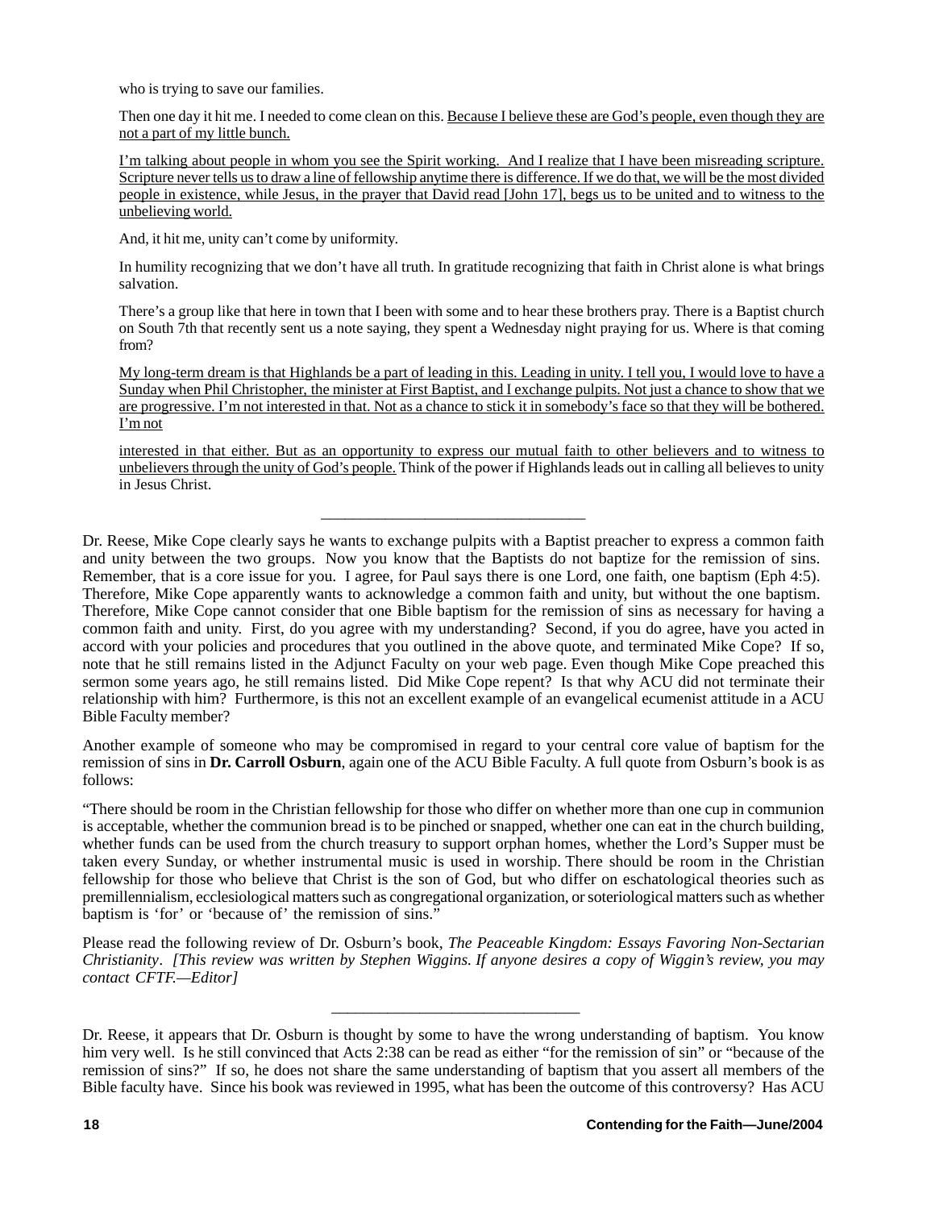who is trying to save our families.

Then one day it hit me. I needed to come clean on this. <u>Because I believe these are God's people, even though they are not a part of my little bunch.</u>

<u>I'm talking about people in whom you see the Spirit working. And I realize that I have been misreading scripture. Scripture never tells us to draw a line of fellowship anytime there is difference. If we do that, we will be the most divided people in existence, while Jesus, in the prayer that David read [John 17], begs us to be united and to witness to the unbelieving world.</u>

And, it hit me, unity can't come by uniformity.

In humility recognizing that we don't have all truth. In gratitude recognizing that faith in Christ alone is what brings salvation.

There's a group like that here in town that I been with some and to hear these brothers pray. There is a Baptist church on South 7th that recently sent us a note saying, they spent a Wednesday night praying for us. Where is that coming from?

<u>My long-term dream is that Highlands be a part of leading in this. Leading in unity. I tell you, I would love to have a Sunday when Phil Christopher, the minister at First Baptist, and I exchange pulpits. Not just a chance to show that we are progressive. I'm not interested in that. Not as a chance to stick it in somebody's face so that they will be bothered. I'm not</u>

<u>interested in that either. But as an opportunity to express our mutual faith to other believers and to witness to unbelievers through the unity of God's people.</u> Think of the power if Highlands leads out in calling all believes to unity in Jesus Christ.

---

Dr. Reese, Mike Cope clearly says he wants to exchange pulpits with a Baptist preacher to express a common faith and unity between the two groups. Now you know that the Baptists do not baptize for the remission of sins. Remember, that is a core issue for you. I agree, for Paul says there is one Lord, one faith, one baptism (Eph 4:5). Therefore, Mike Cope apparently wants to acknowledge a common faith and unity, but without the one baptism. Therefore, Mike Cope cannot consider that one Bible baptism for the remission of sins as necessary for having a common faith and unity. First, do you agree with my understanding? Second, if you do agree, have you acted in accord with your policies and procedures that you outlined in the above quote, and terminated Mike Cope? If so, note that he still remains listed in the Adjunct Faculty on your web page. Even though Mike Cope preached this sermon some years ago, he still remains listed. Did Mike Cope repent? Is that why ACU did not terminate their relationship with him? Furthermore, is this not an excellent example of an evangelical ecumenist attitude in a ACU Bible Faculty member?

Another example of someone who may be compromised in regard to your central core value of baptism for the remission of sins in **Dr. Carroll Osburn**, again one of the ACU Bible Faculty. A full quote from Osburn's book is as follows:

"There should be room in the Christian fellowship for those who differ on whether more than one cup in communion is acceptable, whether the communion bread is to be pinched or snapped, whether one can eat in the church building, whether funds can be used from the church treasury to support orphan homes, whether the Lord's Supper must be taken every Sunday, or whether instrumental music is used in worship. There should be room in the Christian fellowship for those who believe that Christ is the son of God, but who differ on eschatological theories such as premillennialism, ecclesiological matters such as congregational organization, or soteriological matters such as whether baptism is 'for' or 'because of' the remission of sins."

Please read the following review of Dr. Osburn's book, *The Peaceable Kingdom: Essays Favoring Non-Sectarian Christianity*. *[This review was written by Stephen Wiggins. If anyone desires a copy of Wiggin's review, you may contact CFTF.—Editor]*

---

Dr. Reese, it appears that Dr. Osburn is thought by some to have the wrong understanding of baptism. You know him very well. Is he still convinced that Acts 2:38 can be read as either "for the remission of sin" or "because of the remission of sins?" If so, he does not share the same understanding of baptism that you assert all members of the Bible faculty have. Since his book was reviewed in 1995, what has been the outcome of this controversy? Has ACU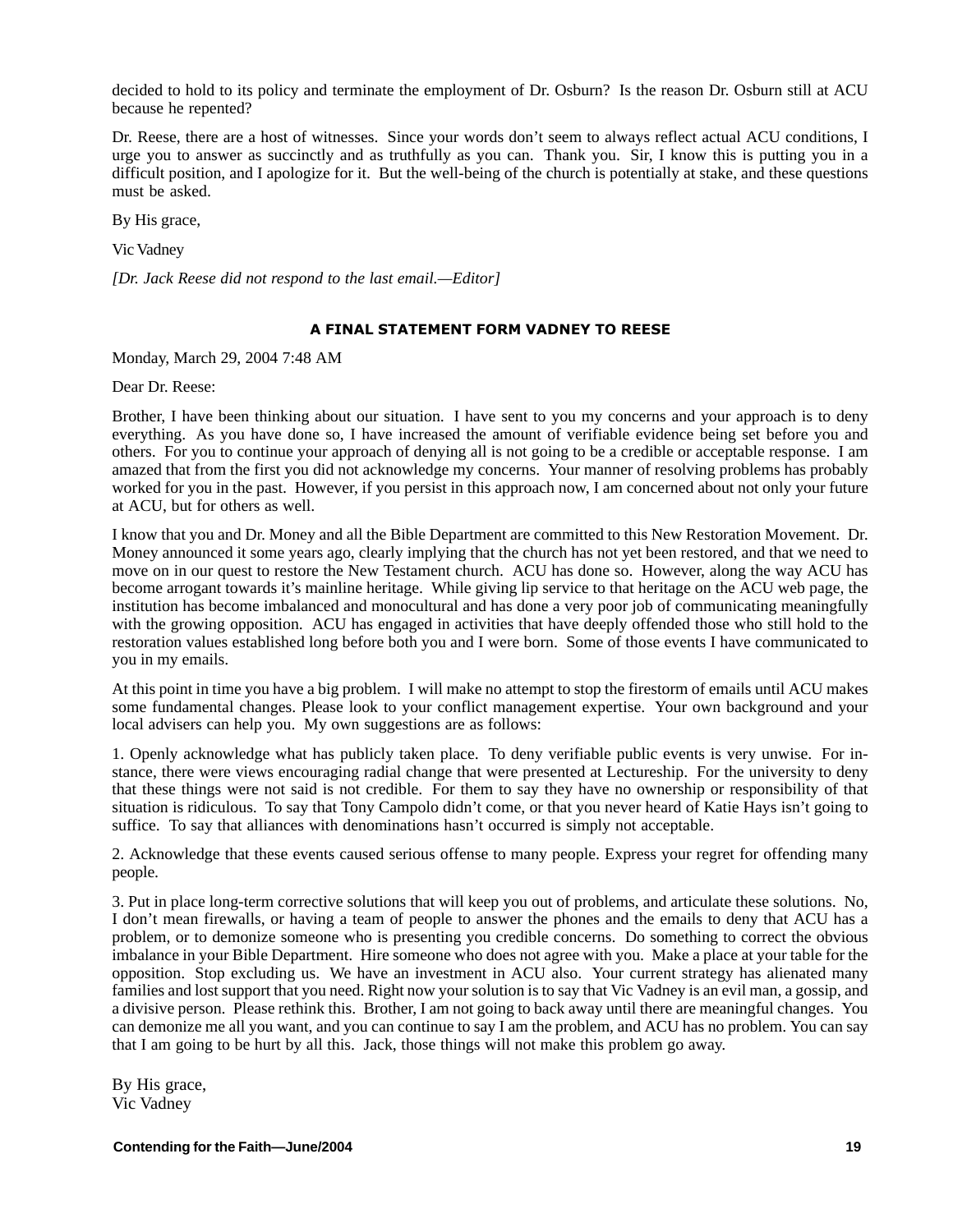decided to hold to its policy and terminate the employment of Dr. Osburn? Is the reason Dr. Osburn still at ACU because he repented?

Dr. Reese, there are a host of witnesses. Since your words don't seem to always reflect actual ACU conditions, I urge you to answer as succinctly and as truthfully as you can. Thank you. Sir, I know this is putting you in a difficult position, and I apologize for it. But the well-being of the church is potentially at stake, and these questions must be asked.

By His grace,

Vic Vadney

*[Dr. Jack Reese did not respond to the last email.—Editor]*

### A FINAL STATEMENT FORM VADNEY TO REESE

Monday, March 29, 2004 7:48 AM

Dear Dr. Reese:

Brother, I have been thinking about our situation. I have sent to you my concerns and your approach is to deny everything. As you have done so, I have increased the amount of verifiable evidence being set before you and others. For you to continue your approach of denying all is not going to be a credible or acceptable response. I am amazed that from the first you did not acknowledge my concerns. Your manner of resolving problems has probably worked for you in the past. However, if you persist in this approach now, I am concerned about not only your future at ACU, but for others as well.

I know that you and Dr. Money and all the Bible Department are committed to this New Restoration Movement. Dr. Money announced it some years ago, clearly implying that the church has not yet been restored, and that we need to move on in our quest to restore the New Testament church. ACU has done so. However, along the way ACU has become arrogant towards it's mainline heritage. While giving lip service to that heritage on the ACU web page, the institution has become imbalanced and monocultural and has done a very poor job of communicating meaningfully with the growing opposition. ACU has engaged in activities that have deeply offended those who still hold to the restoration values established long before both you and I were born. Some of those events I have communicated to you in my emails.

At this point in time you have a big problem. I will make no attempt to stop the firestorm of emails until ACU makes some fundamental changes. Please look to your conflict management expertise. Your own background and your local advisers can help you. My own suggestions are as follows:

1. Openly acknowledge what has publicly taken place. To deny verifiable public events is very unwise. For instance, there were views encouraging radial change that were presented at Lectureship. For the university to deny that these things were not said is not credible. For them to say they have no ownership or responsibility of that situation is ridiculous. To say that Tony Campolo didn't come, or that you never heard of Katie Hays isn't going to suffice. To say that alliances with denominations hasn't occurred is simply not acceptable.

2. Acknowledge that these events caused serious offense to many people. Express your regret for offending many people.

3. Put in place long-term corrective solutions that will keep you out of problems, and articulate these solutions. No, I don't mean firewalls, or having a team of people to answer the phones and the emails to deny that ACU has a problem, or to demonize someone who is presenting you credible concerns. Do something to correct the obvious imbalance in your Bible Department. Hire someone who does not agree with you. Make a place at your table for the opposition. Stop excluding us. We have an investment in ACU also. Your current strategy has alienated many families and lost support that you need. Right now your solution is to say that Vic Vadney is an evil man, a gossip, and a divisive person. Please rethink this. Brother, I am not going to back away until there are meaningful changes. You can demonize me all you want, and you can continue to say I am the problem, and ACU has no problem. You can say that I am going to be hurt by all this. Jack, those things will not make this problem go away.

By His grace,
Vic Vadney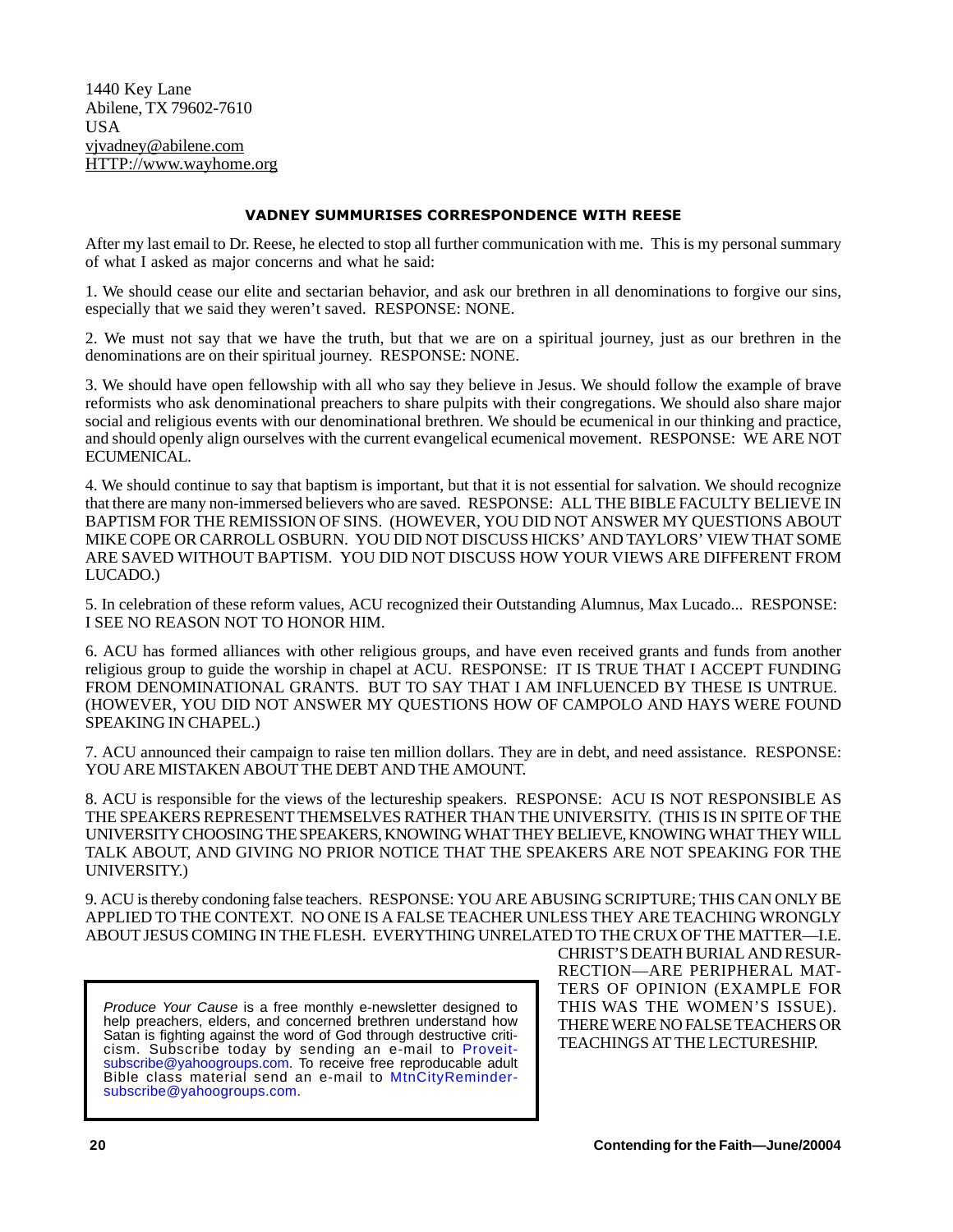1440 Key Lane
Abilene, TX 79602-7610
USA
vjvadney@abilene.com
HTTP://www.wayhome.org

**VADNEY SUMMURISES CORRESPONDENCE WITH REESE**

After my last email to Dr. Reese, he elected to stop all further communication with me. This is my personal summary of what I asked as major concerns and what he said:

1. We should cease our elite and sectarian behavior, and ask our brethren in all denominations to forgive our sins, especially that we said they weren't saved. RESPONSE: NONE.

2. We must not say that we have the truth, but that we are on a spiritual journey, just as our brethren in the denominations are on their spiritual journey. RESPONSE: NONE.

3. We should have open fellowship with all who say they believe in Jesus. We should follow the example of brave reformists who ask denominational preachers to share pulpits with their congregations. We should also share major social and religious events with our denominational brethren. We should be ecumenical in our thinking and practice, and should openly align ourselves with the current evangelical ecumenical movement. RESPONSE: WE ARE NOT ECUMENICAL.

4. We should continue to say that baptism is important, but that it is not essential for salvation. We should recognize that there are many non-immersed believers who are saved. RESPONSE: ALL THE BIBLE FACULTY BELIEVE IN BAPTISM FOR THE REMISSION OF SINS. (HOWEVER, YOU DID NOT ANSWER MY QUESTIONS ABOUT MIKE COPE OR CARROLL OSBURN. YOU DID NOT DISCUSS HICKS' AND TAYLORS' VIEW THAT SOME ARE SAVED WITHOUT BAPTISM. YOU DID NOT DISCUSS HOW YOUR VIEWS ARE DIFFERENT FROM LUCADO.)

5. In celebration of these reform values, ACU recognized their Outstanding Alumnus, Max Lucado... RESPONSE: I SEE NO REASON NOT TO HONOR HIM.

6. ACU has formed alliances with other religious groups, and have even received grants and funds from another religious group to guide the worship in chapel at ACU. RESPONSE: IT IS TRUE THAT I ACCEPT FUNDING FROM DENOMINATIONAL GRANTS. BUT TO SAY THAT I AM INFLUENCED BY THESE IS UNTRUE. (HOWEVER, YOU DID NOT ANSWER MY QUESTIONS HOW OF CAMPOLO AND HAYS WERE FOUND SPEAKING IN CHAPEL.)

7. ACU announced their campaign to raise ten million dollars. They are in debt, and need assistance. RESPONSE: YOU ARE MISTAKEN ABOUT THE DEBT AND THE AMOUNT.

8. ACU is responsible for the views of the lectureship speakers. RESPONSE: ACU IS NOT RESPONSIBLE AS THE SPEAKERS REPRESENT THEMSELVES RATHER THAN THE UNIVERSITY. (THIS IS IN SPITE OF THE UNIVERSITY CHOOSING THE SPEAKERS, KNOWING WHAT THEY BELIEVE, KNOWING WHAT THEY WILL TALK ABOUT, AND GIVING NO PRIOR NOTICE THAT THE SPEAKERS ARE NOT SPEAKING FOR THE UNIVERSITY.)

9. ACU is thereby condoning false teachers. RESPONSE: YOU ARE ABUSING SCRIPTURE; THIS CAN ONLY BE APPLIED TO THE CONTEXT. NO ONE IS A FALSE TEACHER UNLESS THEY ARE TEACHING WRONGLY ABOUT JESUS COMING IN THE FLESH. EVERYTHING UNRELATED TO THE CRUX OF THE MATTER—I.E. CHRIST'S DEATH BURIAL AND RESURRECTION—ARE PERIPHERAL MATTERS OF OPINION (EXAMPLE FOR THIS WAS THE WOMEN'S ISSUE). THERE WERE NO FALSE TEACHERS OR TEACHINGS AT THE LECTURESHIP.

---

*Produce Your Cause* is a free monthly e-newsletter designed to help preachers, elders, and concerned brethren understand how Satan is fighting against the word of God through destructive criticism. Subscribe today by sending an e-mail to Proveit-subscribe@yahoogroups.com. To receive free reproducable adult Bible class material send an e-mail to MtnCityReminder-subscribe@yahoogroups.com.

---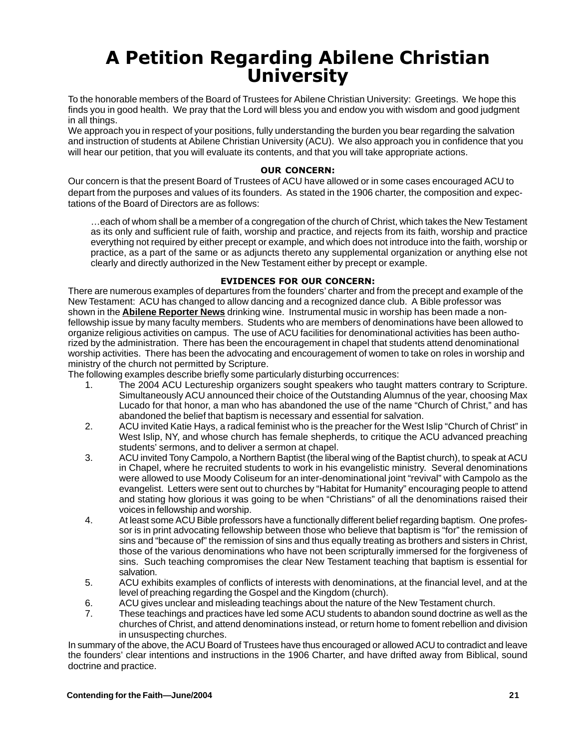# A Petition Regarding Abilene Christian University

To the honorable members of the Board of Trustees for Abilene Christian University: Greetings. We hope this finds you in good health. We pray that the Lord will bless you and endow you with wisdom and good judgment in all things.

We approach you in respect of your positions, fully understanding the burden you bear regarding the salvation and instruction of students at Abilene Christian University (ACU). We also approach you in confidence that you will hear our petition, that you will evaluate its contents, and that you will take appropriate actions.

#### OUR CONCERN:

Our concern is that the present Board of Trustees of ACU have allowed or in some cases encouraged ACU to depart from the purposes and values of its founders. As stated in the 1906 charter, the composition and expectations of the Board of Directors are as follows:

> …each of whom shall be a member of a congregation of the church of Christ, which takes the New Testament as its only and sufficient rule of faith, worship and practice, and rejects from its faith, worship and practice everything not required by either precept or example, and which does not introduce into the faith, worship or practice, as a part of the same or as adjuncts thereto any supplemental organization or anything else not clearly and directly authorized in the New Testament either by precept or example.

#### EVIDENCES FOR OUR CONCERN:

There are numerous examples of departures from the founders' charter and from the precept and example of the New Testament: ACU has changed to allow dancing and a recognized dance club. A Bible professor was shown in the **Abilene Reporter News** drinking wine. Instrumental music in worship has been made a non-fellowship issue by many faculty members. Students who are members of denominations have been allowed to organize religious activities on campus. The use of ACU facilities for denominational activities has been authorized by the administration. There has been the encouragement in chapel that students attend denominational worship activities. There has been the advocating and encouragement of women to take on roles in worship and ministry of the church not permitted by Scripture.

The following examples describe briefly some particularly disturbing occurrences:

1. The 2004 ACU Lectureship organizers sought speakers who taught matters contrary to Scripture. Simultaneously ACU announced their choice of the Outstanding Alumnus of the year, choosing Max Lucado for that honor, a man who has abandoned the use of the name "Church of Christ," and has abandoned the belief that baptism is necessary and essential for salvation.
2. ACU invited Katie Hays, a radical feminist who is the preacher for the West Islip "Church of Christ" in West Islip, NY, and whose church has female shepherds, to critique the ACU advanced preaching students' sermons, and to deliver a sermon at chapel.
3. ACU invited Tony Campolo, a Northern Baptist (the liberal wing of the Baptist church), to speak at ACU in Chapel, where he recruited students to work in his evangelistic ministry. Several denominations were allowed to use Moody Coliseum for an inter-denominational joint "revival" with Campolo as the evangelist. Letters were sent out to churches by "Habitat for Humanity" encouraging people to attend and stating how glorious it was going to be when "Christians" of all the denominations raised their voices in fellowship and worship.
4. At least some ACU Bible professors have a functionally different belief regarding baptism. One professor is in print advocating fellowship between those who believe that baptism is "for" the remission of sins and "because of" the remission of sins and thus equally treating as brothers and sisters in Christ, those of the various denominations who have not been scripturally immersed for the forgiveness of sins. Such teaching compromises the clear New Testament teaching that baptism is essential for salvation.
5. ACU exhibits examples of conflicts of interests with denominations, at the financial level, and at the level of preaching regarding the Gospel and the Kingdom (church).
6. ACU gives unclear and misleading teachings about the nature of the New Testament church.
7. These teachings and practices have led some ACU students to abandon sound doctrine as well as the churches of Christ, and attend denominations instead, or return home to foment rebellion and division in unsuspecting churches.

In summary of the above, the ACU Board of Trustees have thus encouraged or allowed ACU to contradict and leave the founders' clear intentions and instructions in the 1906 Charter, and have drifted away from Biblical, sound doctrine and practice.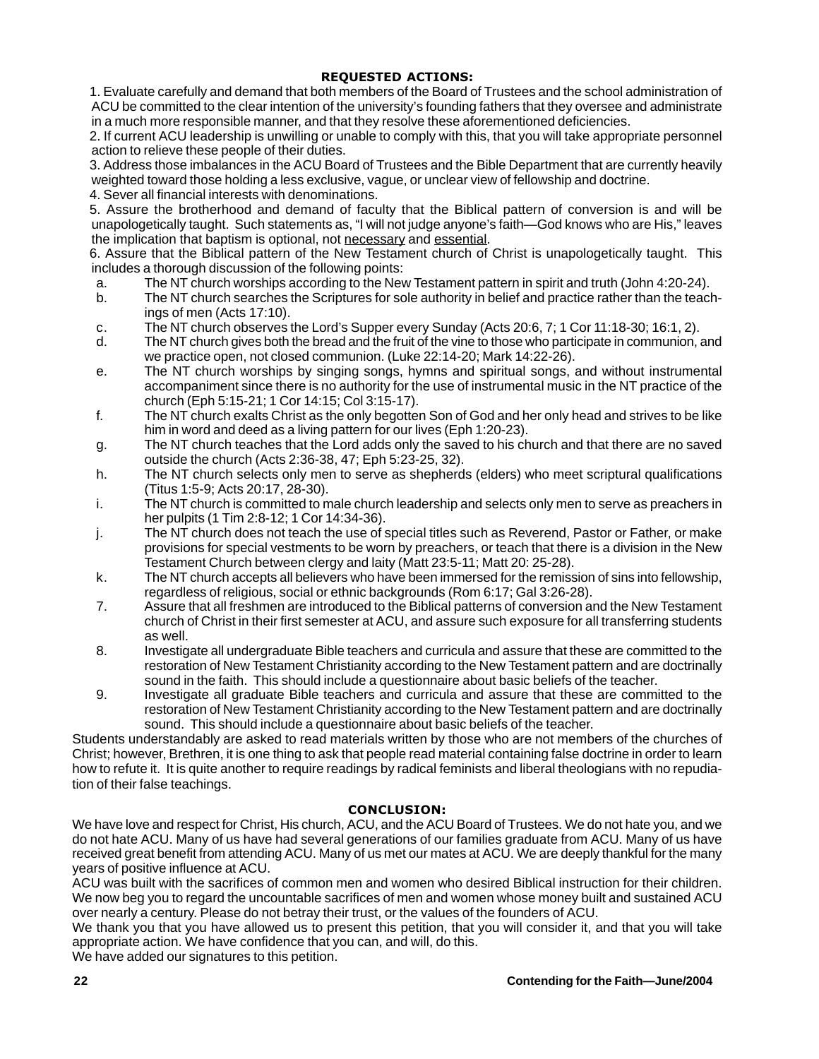## REQUESTED ACTIONS:

1. Evaluate carefully and demand that both members of the Board of Trustees and the school administration of ACU be committed to the clear intention of the university's founding fathers that they oversee and administrate in a much more responsible manner, and that they resolve these aforementioned deficiencies.
2. If current ACU leadership is unwilling or unable to comply with this, that you will take appropriate personnel action to relieve these people of their duties.
3. Address those imbalances in the ACU Board of Trustees and the Bible Department that are currently heavily weighted toward those holding a less exclusive, vague, or unclear view of fellowship and doctrine.
4. Sever all financial interests with denominations.
5. Assure the brotherhood and demand of faculty that the Biblical pattern of conversion is and will be unapologetically taught. Such statements as, "I will not judge anyone's faith—God knows who are His," leaves the implication that baptism is optional, not <u>necessary</u> and <u>essential</u>.
6. Assure that the Biblical pattern of the New Testament church of Christ is unapologetically taught. This includes a thorough discussion of the following points:
   - a. The NT church worships according to the New Testament pattern in spirit and truth (John 4:20-24).
   - b. The NT church searches the Scriptures for sole authority in belief and practice rather than the teachings of men (Acts 17:10).
   - c. The NT church observes the Lord's Supper every Sunday (Acts 20:6, 7; 1 Cor 11:18-30; 16:1, 2).
   - d. The NT church gives both the bread and the fruit of the vine to those who participate in communion, and we practice open, not closed communion. (Luke 22:14-20; Mark 14:22-26).
   - e. The NT church worships by singing songs, hymns and spiritual songs, and without instrumental accompaniment since there is no authority for the use of instrumental music in the NT practice of the church (Eph 5:15-21; 1 Cor 14:15; Col 3:15-17).
   - f. The NT church exalts Christ as the only begotten Son of God and her only head and strives to be like him in word and deed as a living pattern for our lives (Eph 1:20-23).
   - g. The NT church teaches that the Lord adds only the saved to his church and that there are no saved outside the church (Acts 2:36-38, 47; Eph 5:23-25, 32).
   - h. The NT church selects only men to serve as shepherds (elders) who meet scriptural qualifications (Titus 1:5-9; Acts 20:17, 28-30).
   - i. The NT church is committed to male church leadership and selects only men to serve as preachers in her pulpits (1 Tim 2:8-12; 1 Cor 14:34-36).
   - j. The NT church does not teach the use of special titles such as Reverend, Pastor or Father, or make provisions for special vestments to be worn by preachers, or teach that there is a division in the New Testament Church between clergy and laity (Matt 23:5-11; Matt 20: 25-28).
   - k. The NT church accepts all believers who have been immersed for the remission of sins into fellowship, regardless of religious, social or ethnic backgrounds (Rom 6:17; Gal 3:26-28).
7. Assure that all freshmen are introduced to the Biblical patterns of conversion and the New Testament church of Christ in their first semester at ACU, and assure such exposure for all transferring students as well.
8. Investigate all undergraduate Bible teachers and curricula and assure that these are committed to the restoration of New Testament Christianity according to the New Testament pattern and are doctrinally sound in the faith. This should include a questionnaire about basic beliefs of the teacher.
9. Investigate all graduate Bible teachers and curricula and assure that these are committed to the restoration of New Testament Christianity according to the New Testament pattern and are doctrinally sound. This should include a questionnaire about basic beliefs of the teacher.

Students understandably are asked to read materials written by those who are not members of the churches of Christ; however, Brethren, it is one thing to ask that people read material containing false doctrine in order to learn how to refute it. It is quite another to require readings by radical feminists and liberal theologians with no repudiation of their false teachings.

## CONCLUSION:

We have love and respect for Christ, His church, ACU, and the ACU Board of Trustees. We do not hate you, and we do not hate ACU. Many of us have had several generations of our families graduate from ACU. Many of us have received great benefit from attending ACU. Many of us met our mates at ACU. We are deeply thankful for the many years of positive influence at ACU.

ACU was built with the sacrifices of common men and women who desired Biblical instruction for their children. We now beg you to regard the uncountable sacrifices of men and women whose money built and sustained ACU over nearly a century. Please do not betray their trust, or the values of the founders of ACU.

We thank you that you have allowed us to present this petition, that you will consider it, and that you will take appropriate action. We have confidence that you can, and will, do this.

We have added our signatures to this petition.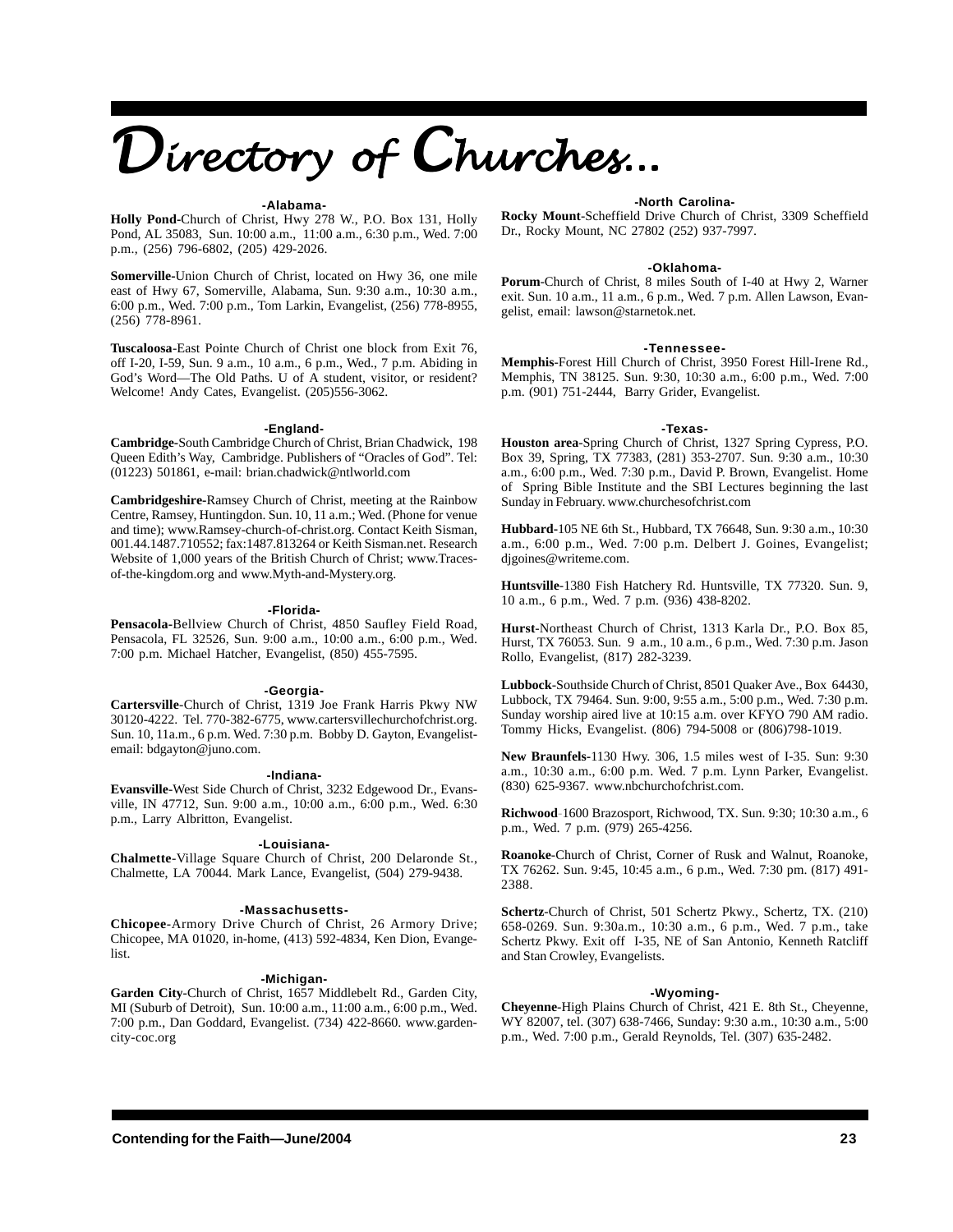# Directory of Churches...

### -Alabama-

**Holly Pond**-Church of Christ, Hwy 278 W., P.O. Box 131, Holly Pond, AL 35083, Sun. 10:00 a.m., 11:00 a.m., 6:30 p.m., Wed. 7:00 p.m., (256) 796-6802, (205) 429-2026.

**Somerville**-Union Church of Christ, located on Hwy 36, one mile east of Hwy 67, Somerville, Alabama, Sun. 9:30 a.m., 10:30 a.m., 6:00 p.m., Wed. 7:00 p.m., Tom Larkin, Evangelist, (256) 778-8955, (256) 778-8961.

**Tuscaloosa**-East Pointe Church of Christ one block from Exit 76, off I-20, I-59, Sun. 9 a.m., 10 a.m., 6 p.m., Wed., 7 p.m. Abiding in God's Word—The Old Paths. U of A student, visitor, or resident? Welcome! Andy Cates, Evangelist. (205)556-3062.

### -England-

**Cambridge**-South Cambridge Church of Christ, Brian Chadwick, 198 Queen Edith's Way, Cambridge. Publishers of "Oracles of God". Tel: (01223) 501861, e-mail: brian.chadwick@ntlworld.com

**Cambridgeshire**-Ramsey Church of Christ, meeting at the Rainbow Centre, Ramsey, Huntingdon. Sun. 10, 11 a.m.; Wed. (Phone for venue and time); www.Ramsey-church-of-christ.org. Contact Keith Sisman, 001.44.1487.710552; fax:1487.813264 or Keith Sisman.net. Research Website of 1,000 years of the British Church of Christ; www.Traces-of-the-kingdom.org and www.Myth-and-Mystery.org.

### -Florida-

**Pensacola**-Bellview Church of Christ, 4850 Saufley Field Road, Pensacola, FL 32526, Sun. 9:00 a.m., 10:00 a.m., 6:00 p.m., Wed. 7:00 p.m. Michael Hatcher, Evangelist, (850) 455-7595.

### -Georgia-

**Cartersville**-Church of Christ, 1319 Joe Frank Harris Pkwy NW 30120-4222. Tel. 770-382-6775, www.cartersvillechurchofchrist.org. Sun. 10, 11a.m., 6 p.m. Wed. 7:30 p.m. Bobby D. Gayton, Evangelist-email: bdgayton@juno.com.

### -Indiana-

**Evansville**-West Side Church of Christ, 3232 Edgewood Dr., Evansville, IN 47712, Sun. 9:00 a.m., 10:00 a.m., 6:00 p.m., Wed. 6:30 p.m., Larry Albritton, Evangelist.

### -Louisiana-

**Chalmette**-Village Square Church of Christ, 200 Delaronde St., Chalmette, LA 70044. Mark Lance, Evangelist, (504) 279-9438.

### -Massachusetts-

**Chicopee**-Armory Drive Church of Christ, 26 Armory Drive; Chicopee, MA 01020, in-home, (413) 592-4834, Ken Dion, Evangelist.

### -Michigan-

**Garden City**-Church of Christ, 1657 Middlebelt Rd., Garden City, MI (Suburb of Detroit), Sun. 10:00 a.m., 11:00 a.m., 6:00 p.m., Wed. 7:00 p.m., Dan Goddard, Evangelist. (734) 422-8660. www.garden-city-coc.org

### -North Carolina-

**Rocky Mount**-Scheffield Drive Church of Christ, 3309 Scheffield Dr., Rocky Mount, NC 27802 (252) 937-7997.

### -Oklahoma-

**Porum**-Church of Christ, 8 miles South of I-40 at Hwy 2, Warner exit. Sun. 10 a.m., 11 a.m., 6 p.m., Wed. 7 p.m. Allen Lawson, Evangelist, email: lawson@starnetok.net.

### -Tennessee-

**Memphis**-Forest Hill Church of Christ, 3950 Forest Hill-Irene Rd., Memphis, TN 38125. Sun. 9:30, 10:30 a.m., 6:00 p.m., Wed. 7:00 p.m. (901) 751-2444, Barry Grider, Evangelist.

### -Texas-

**Houston area**-Spring Church of Christ, 1327 Spring Cypress, P.O. Box 39, Spring, TX 77383, (281) 353-2707. Sun. 9:30 a.m., 10:30 a.m., 6:00 p.m., Wed. 7:30 p.m., David P. Brown, Evangelist. Home of Spring Bible Institute and the SBI Lectures beginning the last Sunday in February. www.churchesofchrist.com

**Hubbard**-105 NE 6th St., Hubbard, TX 76648, Sun. 9:30 a.m., 10:30 a.m., 6:00 p.m., Wed. 7:00 p.m. Delbert J. Goines, Evangelist; djgoines@writeme.com.

**Huntsville**-1380 Fish Hatchery Rd. Huntsville, TX 77320. Sun. 9, 10 a.m., 6 p.m., Wed. 7 p.m. (936) 438-8202.

**Hurst**-Northeast Church of Christ, 1313 Karla Dr., P.O. Box 85, Hurst, TX 76053. Sun. 9 a.m., 10 a.m., 6 p.m., Wed. 7:30 p.m. Jason Rollo, Evangelist, (817) 282-3239.

**Lubbock**-Southside Church of Christ, 8501 Quaker Ave., Box 64430, Lubbock, TX 79464. Sun. 9:00, 9:55 a.m., 5:00 p.m., Wed. 7:30 p.m. Sunday worship aired live at 10:15 a.m. over KFYO 790 AM radio. Tommy Hicks, Evangelist. (806) 794-5008 or (806)798-1019.

**New Braunfels**-1130 Hwy. 306, 1.5 miles west of I-35. Sun: 9:30 a.m., 10:30 a.m., 6:00 p.m. Wed. 7 p.m. Lynn Parker, Evangelist. (830) 625-9367. www.nbchurchofchrist.com.

**Richwood**-1600 Brazosport, Richwood, TX. Sun. 9:30; 10:30 a.m., 6 p.m., Wed. 7 p.m. (979) 265-4256.

**Roanoke**-Church of Christ, Corner of Rusk and Walnut, Roanoke, TX 76262. Sun. 9:45, 10:45 a.m., 6 p.m., Wed. 7:30 pm. (817) 491-2388.

**Schertz**-Church of Christ, 501 Schertz Pkwy., Schertz, TX. (210) 658-0269. Sun. 9:30a.m., 10:30 a.m., 6 p.m., Wed. 7 p.m., take Schertz Pkwy. Exit off I-35, NE of San Antonio, Kenneth Ratcliff and Stan Crowley, Evangelists.

### -Wyoming-

**Cheyenne**-High Plains Church of Christ, 421 E. 8th St., Cheyenne, WY 82007, tel. (307) 638-7466, Sunday: 9:30 a.m., 10:30 a.m., 5:00 p.m., Wed. 7:00 p.m., Gerald Reynolds, Tel. (307) 635-2482.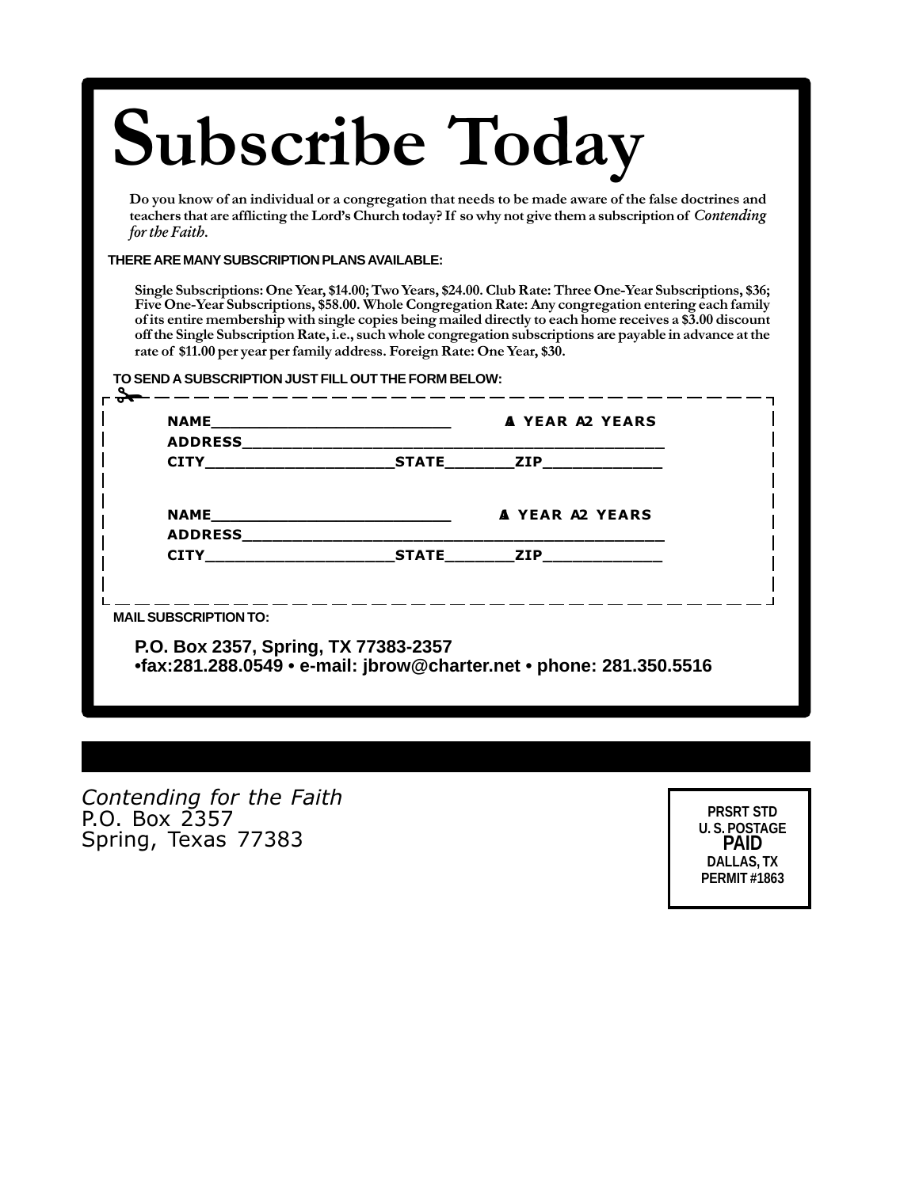# Subscribe Today

**Do you know of an individual or a congregation that needs to be made aware of the false doctrines and teachers that are afflicting the Lord's Church today? If so why not give them a subscription of *Contending for the Faith*.**

**THERE ARE MANY SUBSCRIPTION PLANS AVAILABLE:**

**Single Subscriptions: One Year, $14.00; Two Years, $24.00. Club Rate: Three One-Year Subscriptions, $36; Five One-Year Subscriptions, $58.00. Whole Congregation Rate: Any congregation entering each family of its entire membership with single copies being mailed directly to each home receives a $3.00 discount off the Single Subscription Rate, i.e., such whole congregation subscriptions are payable in advance at the rate of $11.00 per year per family address. Foreign Rate: One Year, $30.**

**TO SEND A SUBSCRIPTION JUST FILL OUT THE FORM BELOW:**

**NAME**\_\_\_\_\_\_\_\_\_\_\_\_\_\_\_\_\_\_\_\_\_\_\_\_\_ **1 YEAR 2 YEARS**
**ADDRESS**\_\_\_\_\_\_\_\_\_\_\_\_\_\_\_\_\_\_\_\_\_\_\_\_\_\_\_\_\_\_\_\_\_\_\_\_\_\_\_\_\_\_\_\_\_
**CITY**\_\_\_\_\_\_\_\_\_\_\_\_\_\_\_\_\_\_\_\_ **STATE**\_\_\_\_\_\_\_ **ZIP**\_\_\_\_\_\_\_\_\_\_\_\_

**NAME**\_\_\_\_\_\_\_\_\_\_\_\_\_\_\_\_\_\_\_\_\_\_\_\_\_ **1 YEAR 2 YEARS**
**ADDRESS**\_\_\_\_\_\_\_\_\_\_\_\_\_\_\_\_\_\_\_\_\_\_\_\_\_\_\_\_\_\_\_\_\_\_\_\_\_\_\_\_\_\_\_\_\_
**CITY**\_\_\_\_\_\_\_\_\_\_\_\_\_\_\_\_\_\_\_\_ **STATE**\_\_\_\_\_\_\_ **ZIP**\_\_\_\_\_\_\_\_\_\_\_\_

**MAIL SUBSCRIPTION TO:**

**P.O. Box 2357, Spring, TX 77383-2357**
**•fax:281.288.0549 • e-mail: jbrow@charter.net • phone: 281.350.5516**

*Contending for the Faith*
P.O. Box 2357
Spring, Texas 77383

**PRSRT STD**
**U. S. POSTAGE**
**PAID**
**DALLAS, TX**
**PERMIT #1863**